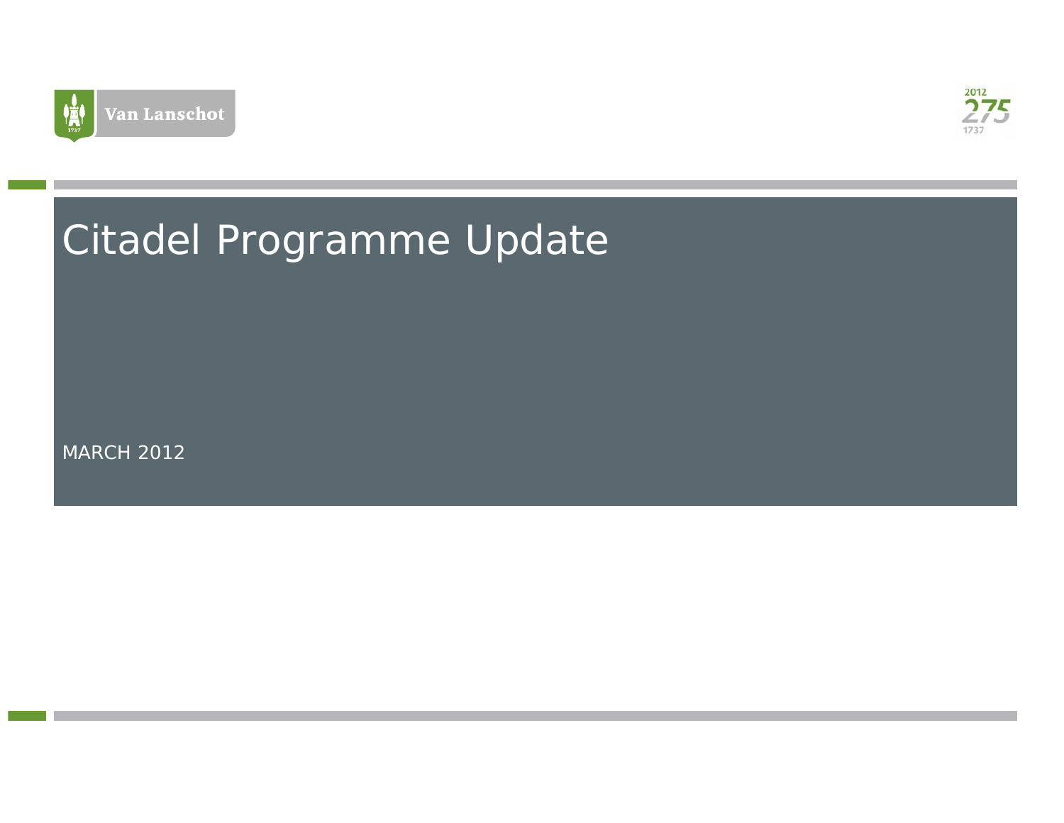Van Lanschot

2012 275 1737

# Citadel Programme Update

MARCH 2012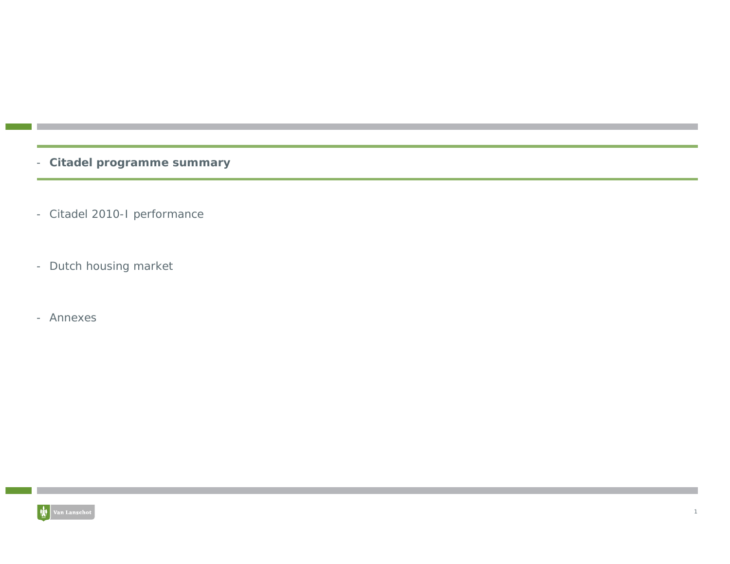- **Citadel programme summary**

- Citadel 2010-I performance

- Dutch housing market

- Annexes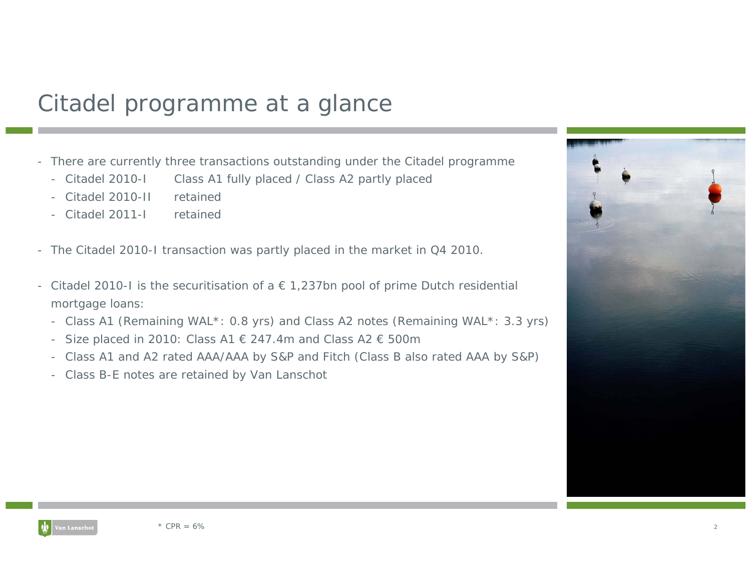# Citadel programme at a glance

- There are currently three transactions outstanding under the Citadel programme
  - Citadel 2010-I Class A1 fully placed / Class A2 partly placed
  - Citadel 2010-II retained
  - Citadel 2011-I retained

- The Citadel 2010-I transaction was partly placed in the market in Q4 2010.

- Citadel 2010-I is the securitisation of a € 1,237bn pool of prime Dutch residential mortgage loans:
  - Class A1 (Remaining WAL*: 0.8 yrs) and Class A2 notes (Remaining WAL*: 3.3 yrs)
  - Size placed in 2010: Class A1 € 247.4m and Class A2 € 500m
  - Class A1 and A2 rated AAA/AAA by S&P and Fitch (Class B also rated AAA by S&P)
  - Class B-E notes are retained by Van Lanschot

* CPR = 6%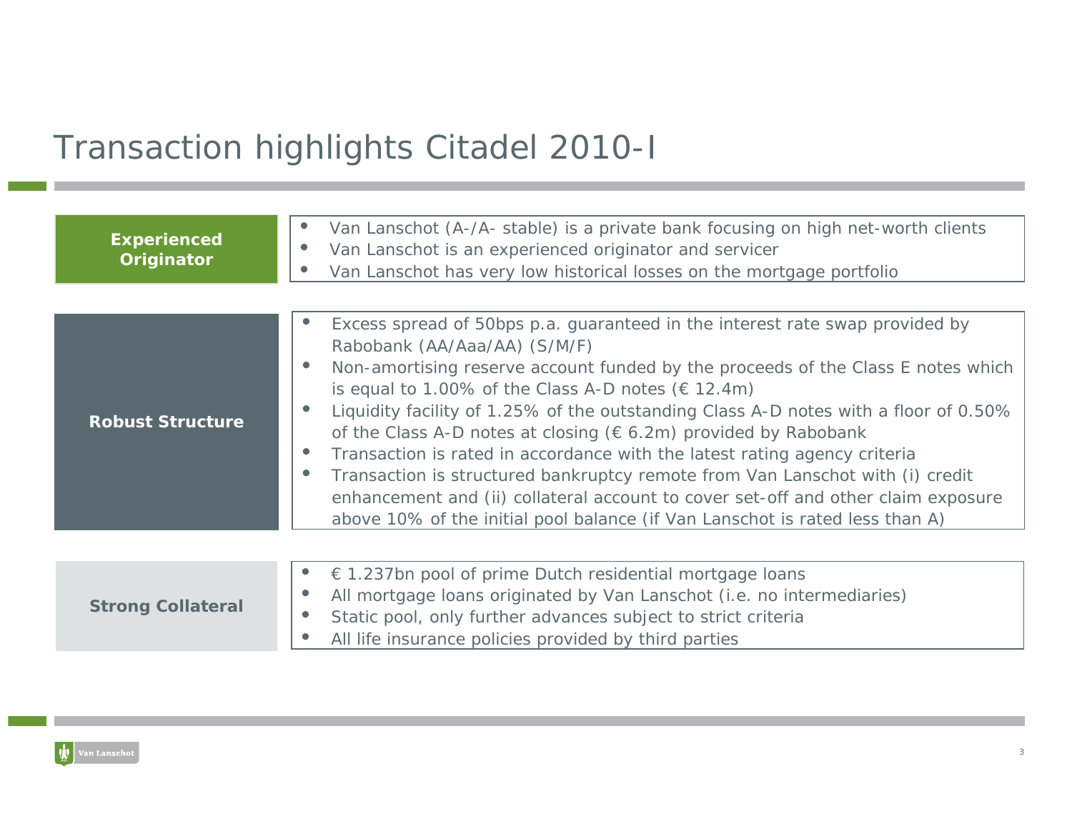# Transaction highlights Citadel 2010-I

**Experienced Originator**

- Van Lanschot (A-/A- stable) is a private bank focusing on high net-worth clients
- Van Lanschot is an experienced originator and servicer
- Van Lanschot has very low historical losses on the mortgage portfolio

**Robust Structure**

- Excess spread of 50bps p.a. guaranteed in the interest rate swap provided by Rabobank (AA/Aaa/AA) (S/M/F)
- Non-amortising reserve account funded by the proceeds of the Class E notes which is equal to 1.00% of the Class A-D notes (€ 12.4m)
- Liquidity facility of 1.25% of the outstanding Class A-D notes with a floor of 0.50% of the Class A-D notes at closing (€ 6.2m) provided by Rabobank
- Transaction is rated in accordance with the latest rating agency criteria
- Transaction is structured bankruptcy remote from Van Lanschot with (i) credit enhancement and (ii) collateral account to cover set-off and other claim exposure above 10% of the initial pool balance (if Van Lanschot is rated less than A)

**Strong Collateral**

- € 1.237bn pool of prime Dutch residential mortgage loans
- All mortgage loans originated by Van Lanschot (i.e. no intermediaries)
- Static pool, only further advances subject to strict criteria
- All life insurance policies provided by third parties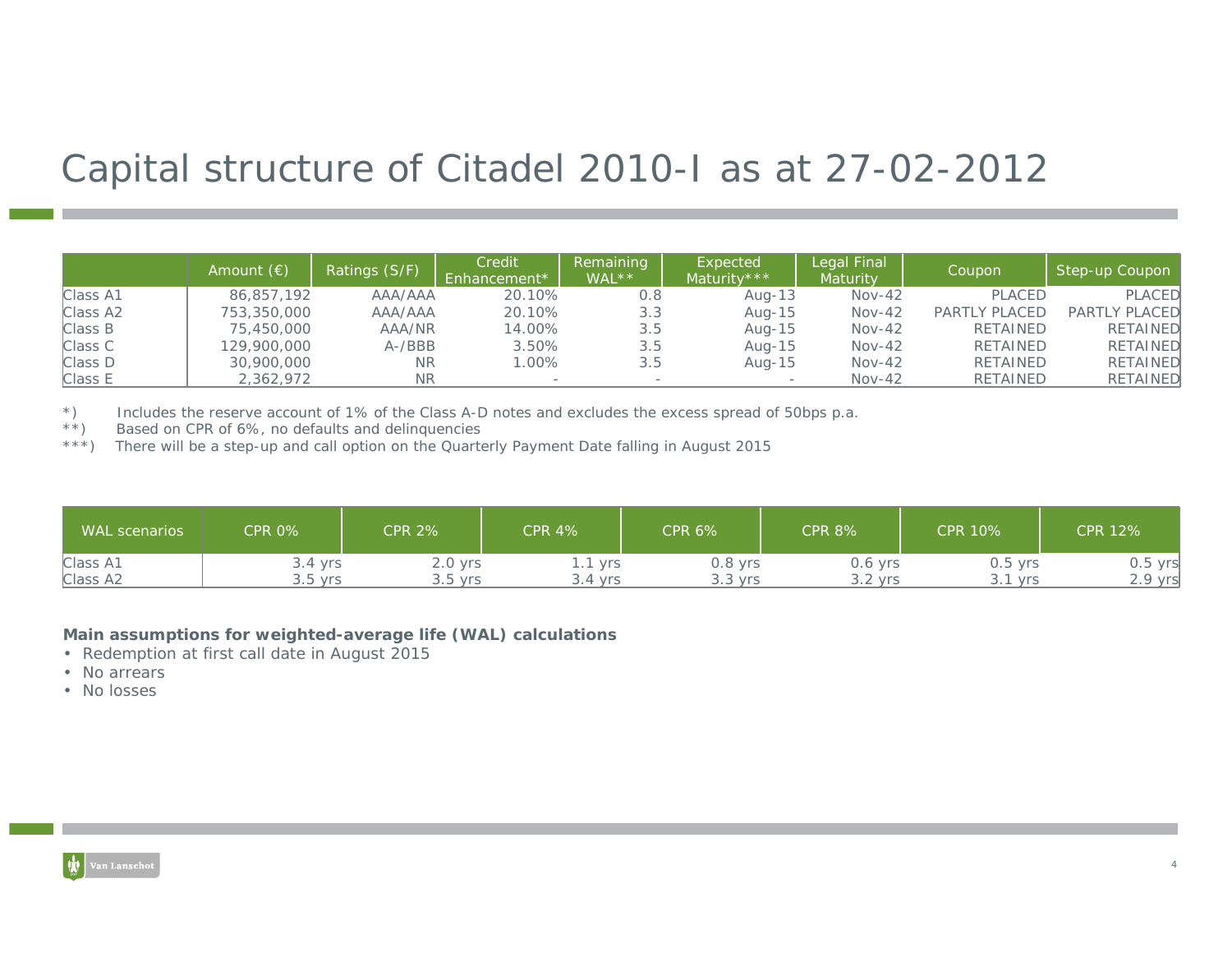# Capital structure of Citadel 2010-I as at 27-02-2012

| | Amount (€) | Ratings (S/F) | Credit Enhancement* | Remaining WAL** | Expected Maturity*** | Legal Final Maturity | Coupon | Step-up Coupon |
|---|---|---|---|---|---|---|---|---|
| Class A1 | 86,857,192 | AAA/AAA | 20.10% | 0.8 | Aug-13 | Nov-42 | PLACED | PLACED |
| Class A2 | 753,350,000 | AAA/AAA | 20.10% | 3.3 | Aug-15 | Nov-42 | PARTLY PLACED | PARTLY PLACED |
| Class B | 75,450,000 | AAA/NR | 14.00% | 3.5 | Aug-15 | Nov-42 | RETAINED | RETAINED |
| Class C | 129,900,000 | A-/BBB | 3.50% | 3.5 | Aug-15 | Nov-42 | RETAINED | RETAINED |
| Class D | 30,900,000 | NR | 1.00% | 3.5 | Aug-15 | Nov-42 | RETAINED | RETAINED |
| Class E | 2,362,972 | NR | - | - | - | Nov-42 | RETAINED | RETAINED |

*) Includes the reserve account of 1% of the Class A-D notes and excludes the excess spread of 50bps p.a.

**) Based on CPR of 6%, no defaults and delinquencies

***) There will be a step-up and call option on the Quarterly Payment Date falling in August 2015

| WAL scenarios | CPR 0% | CPR 2% | CPR 4% | CPR 6% | CPR 8% | CPR 10% | CPR 12% |
|---|---|---|---|---|---|---|---|
| Class A1 | 3.4 yrs | 2.0 yrs | 1.1 yrs | 0.8 yrs | 0.6 yrs | 0.5 yrs | 0.5 yrs |
| Class A2 | 3.5 yrs | 3.5 yrs | 3.4 yrs | 3.3 yrs | 3.2 yrs | 3.1 yrs | 2.9 yrs |

**Main assumptions for weighted-average life (WAL) calculations**

- Redemption at first call date in August 2015
- No arrears
- No losses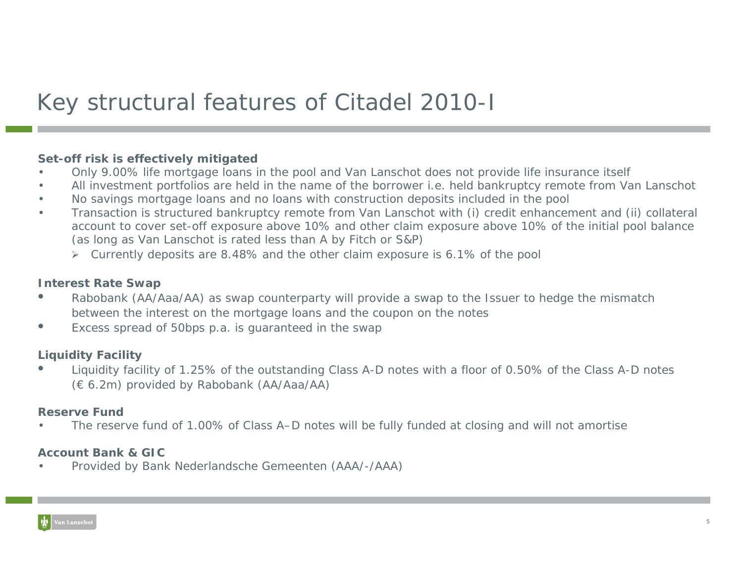# Key structural features of Citadel 2010-I

**Set-off risk is effectively mitigated**

- Only 9.00% life mortgage loans in the pool and Van Lanschot does not provide life insurance itself
- All investment portfolios are held in the name of the borrower i.e. held bankruptcy remote from Van Lanschot
- No savings mortgage loans and no loans with construction deposits included in the pool
- Transaction is structured bankruptcy remote from Van Lanschot with (i) credit enhancement and (ii) collateral account to cover set-off exposure above 10% and other claim exposure above 10% of the initial pool balance (as long as Van Lanschot is rated less than A by Fitch or S&P)
  - Currently deposits are 8.48% and the other claim exposure is 6.1% of the pool

**Interest Rate Swap**

- Rabobank (AA/Aaa/AA) as swap counterparty will provide a swap to the Issuer to hedge the mismatch between the interest on the mortgage loans and the coupon on the notes
- Excess spread of 50bps p.a. is guaranteed in the swap

**Liquidity Facility**

- Liquidity facility of 1.25% of the outstanding Class A-D notes with a floor of 0.50% of the Class A-D notes (€ 6.2m) provided by Rabobank (AA/Aaa/AA)

**Reserve Fund**

- The reserve fund of 1.00% of Class A–D notes will be fully funded at closing and will not amortise

**Account Bank & GIC**

- Provided by Bank Nederlandsche Gemeenten (AAA/-/AAA)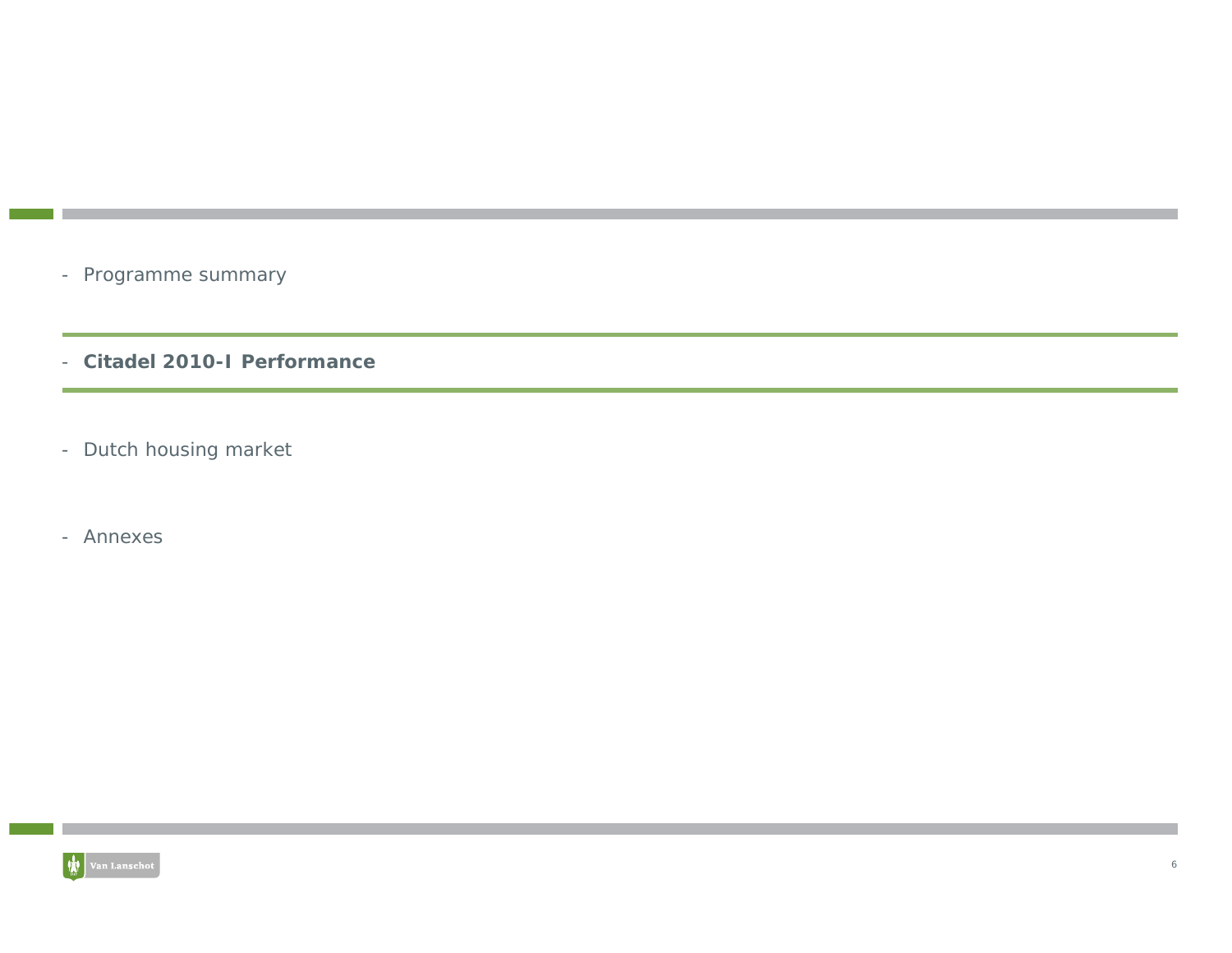- Programme summary
- **Citadel 2010-I Performance**
- Dutch housing market
- Annexes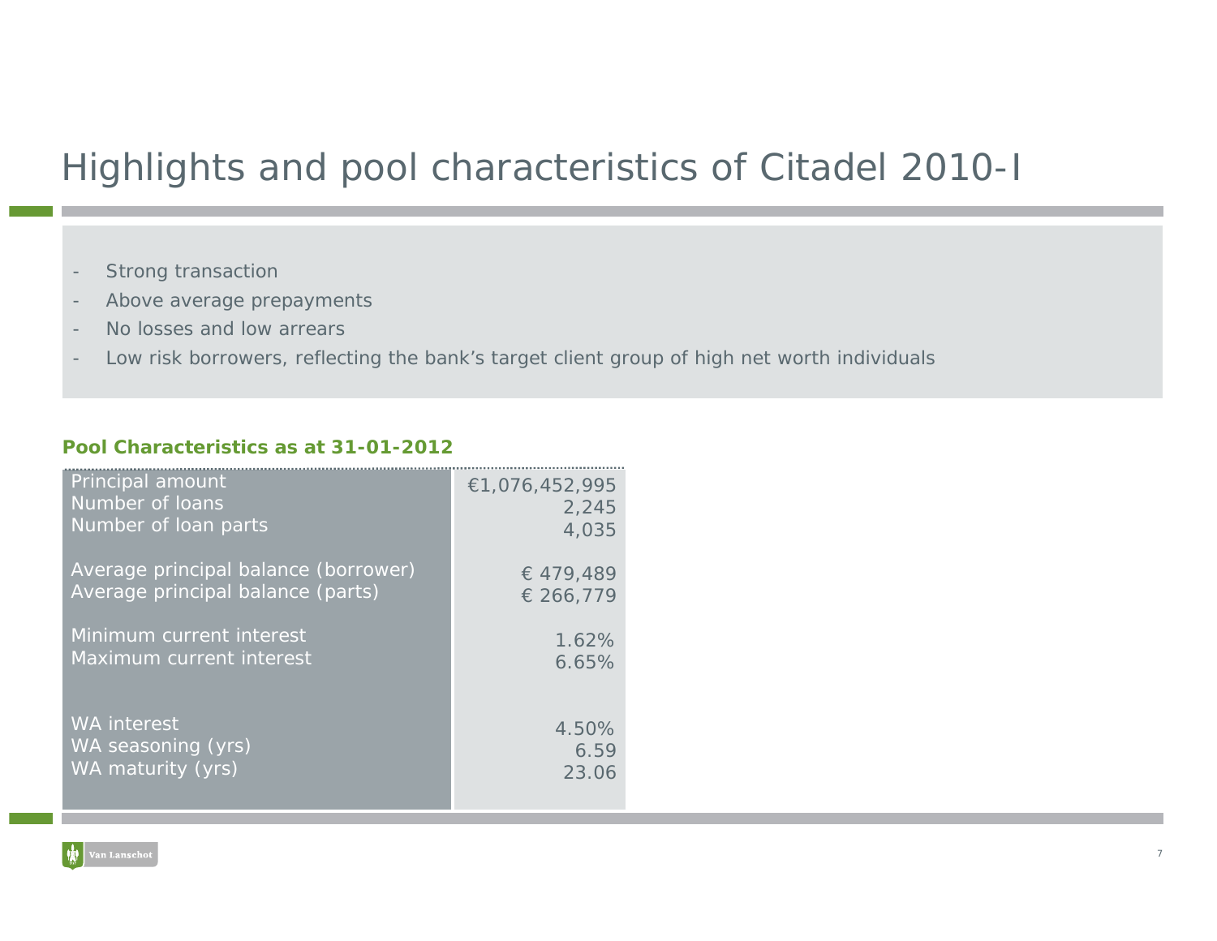# Highlights and pool characteristics of Citadel 2010-I

- Strong transaction
- Above average prepayments
- No losses and low arrears
- Low risk borrowers, reflecting the bank's target client group of high net worth individuals

**Pool Characteristics as at 31-01-2012**

| | |
|---|---|
| Principal amount | €1,076,452,995 |
| Number of loans | 2,245 |
| Number of loan parts | 4,035 |
| Average principal balance (borrower) | € 479,489 |
| Average principal balance (parts) | € 266,779 |
| Minimum current interest | 1.62% |
| Maximum current interest | 6.65% |
| WA interest | 4.50% |
| WA seasoning (yrs) | 6.59 |
| WA maturity (yrs) | 23.06 |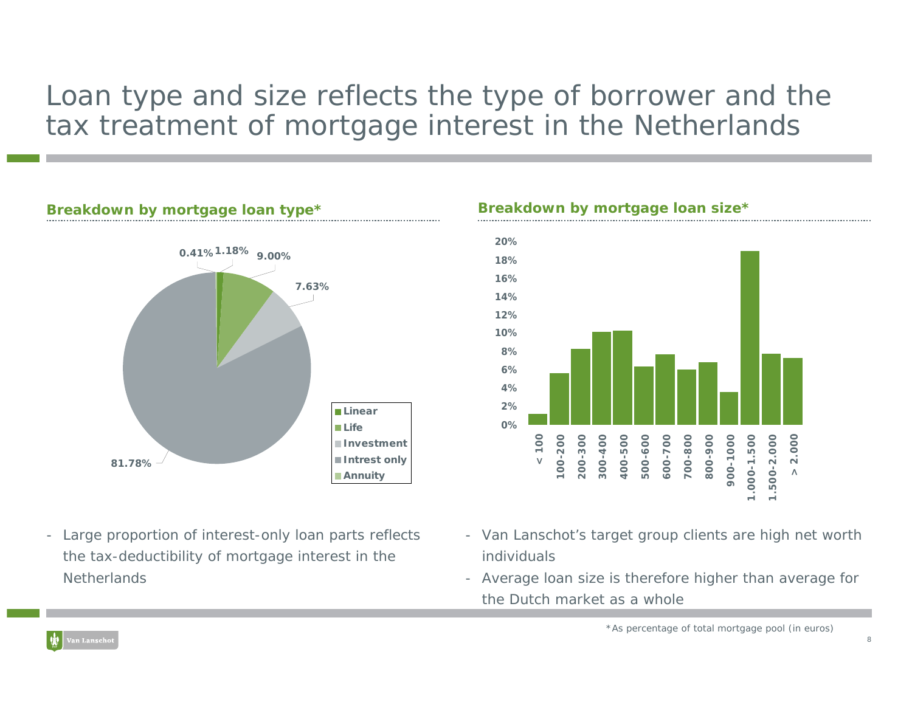# Loan type and size reflects the type of borrower and the tax treatment of mortgage interest in the Netherlands

**Breakdown by mortgage loan type***

| Loan type | Share |
| --- | --- |
| Linear | 1.18% |
| Life | 9.00% |
| Investment | 7.63% |
| Intrest only | 81.78% |
| Annuity | 0.41% |

**Breakdown by mortgage loan size***

Categories: < 100, 100-200, 200-300, 300-400, 400-500, 500-600, 600-700, 700-800, 800-900, 900-1000, 1.000-1.500, 1.500-2.000, > 2.000

- Large proportion of interest-only loan parts reflects the tax-deductibility of mortgage interest in the Netherlands

- Van Lanschot's target group clients are high net worth individuals
- Average loan size is therefore higher than average for the Dutch market as a whole

*As percentage of total mortgage pool (in euros)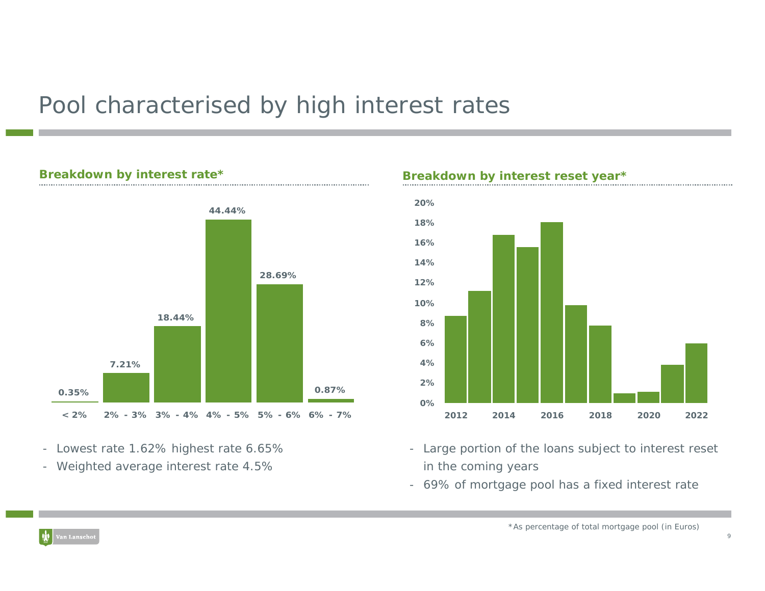# Pool characterised by high interest rates

## Breakdown by interest rate*

| < 2% | 2% - 3% | 3% - 4% | 4% - 5% | 5% - 6% | 6% - 7% |
|---|---|---|---|---|---|
| 0.35% | 7.21% | 18.44% | 44.44% | 28.69% | 0.87% |

- Lowest rate 1.62% highest rate 6.65%
- Weighted average interest rate 4.5%

## Breakdown by interest reset year*

- Large portion of the loans subject to interest reset in the coming years
- 69% of mortgage pool has a fixed interest rate

*As percentage of total mortgage pool (in Euros)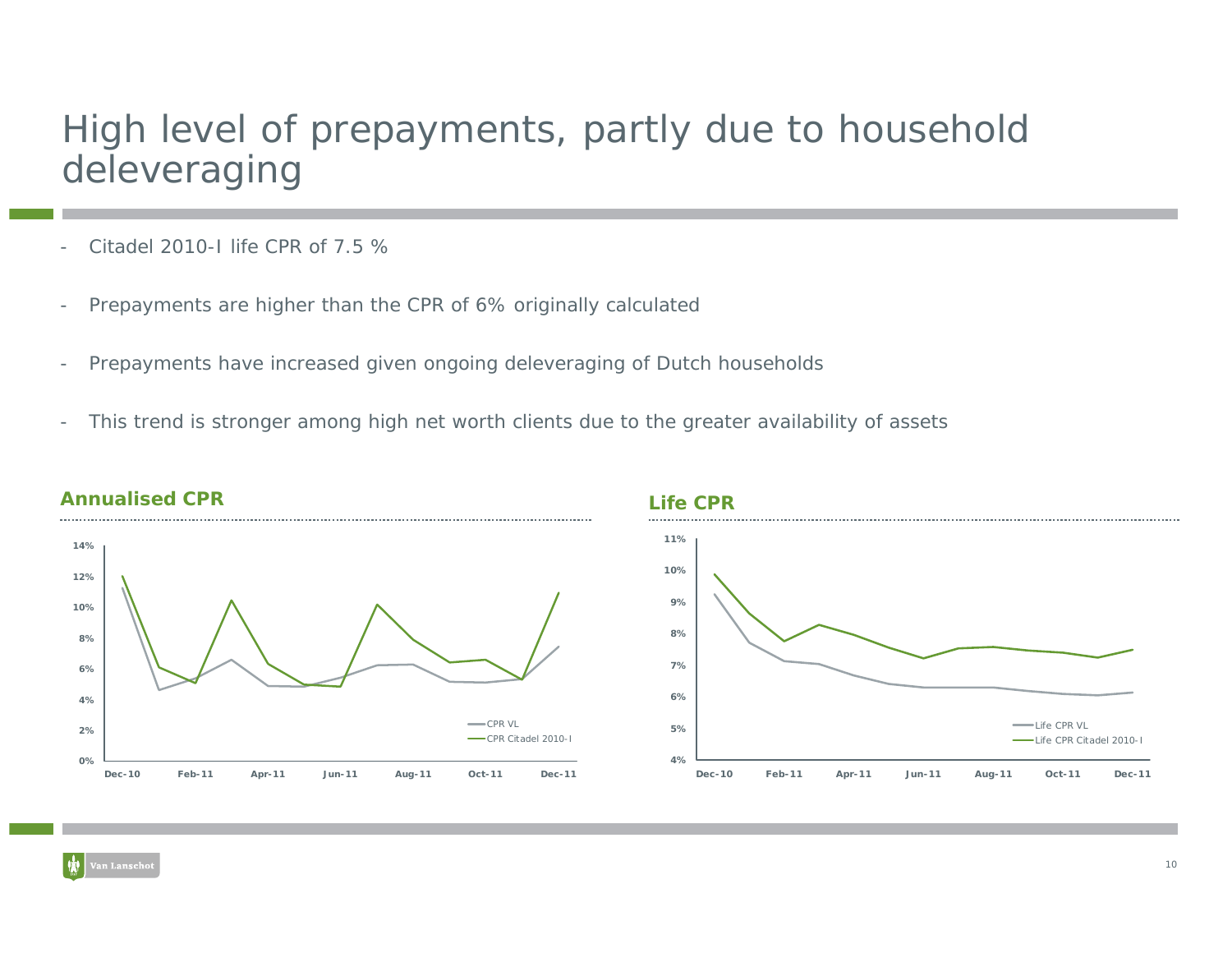# High level of prepayments, partly due to household deleveraging

- Citadel 2010-I life CPR of 7.5 %
- Prepayments are higher than the CPR of 6% originally calculated
- Prepayments have increased given ongoing deleveraging of Dutch households
- This trend is stronger among high net worth clients due to the greater availability of assets

**Annualised CPR**

**Life CPR**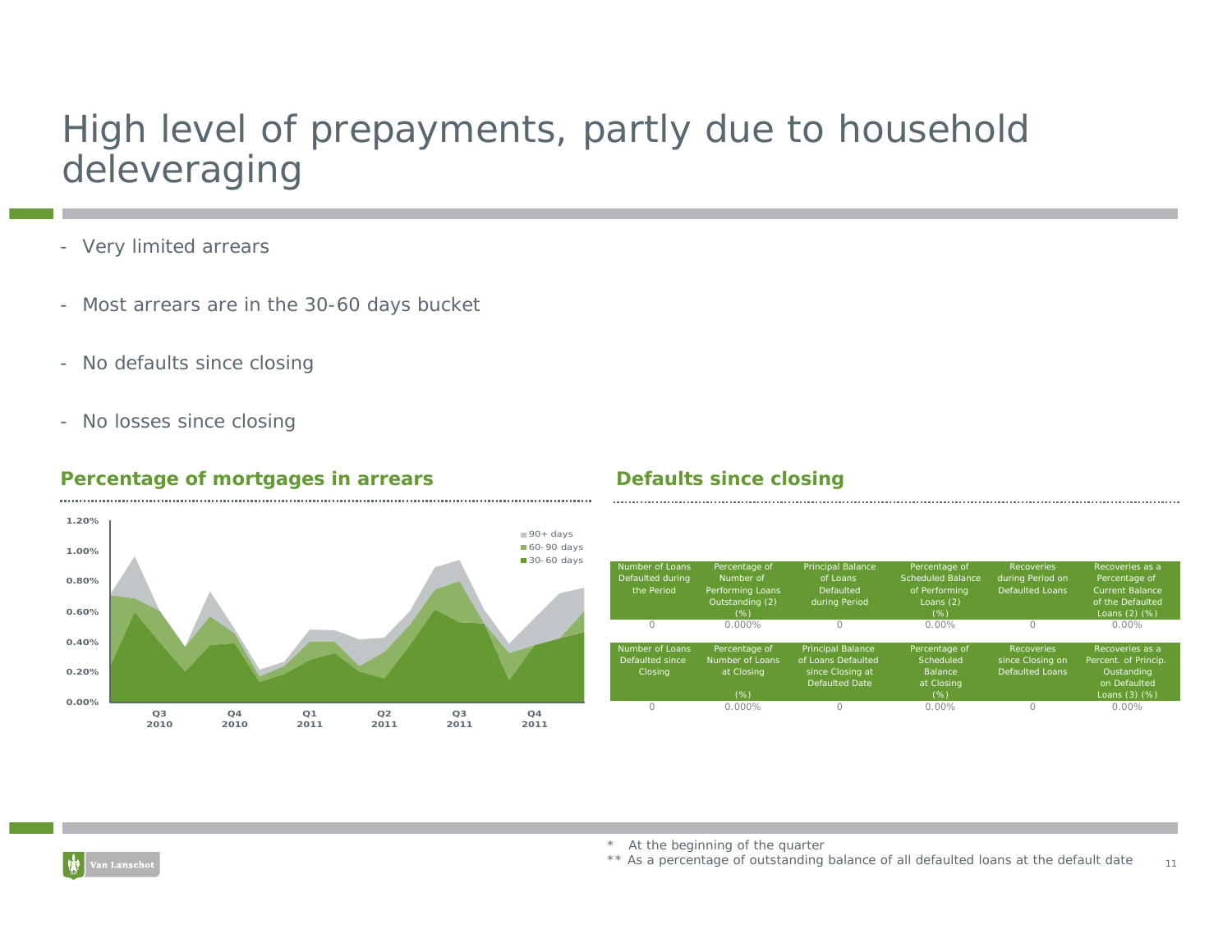# High level of prepayments, partly due to household deleveraging

- Very limited arrears
- Most arrears are in the 30-60 days bucket
- No defaults since closing
- No losses since closing

## Percentage of mortgages in arrears

1.20%
1.00%
0.80%
0.60%
0.40%
0.20%
0.00%

Q3 2010 | Q4 2010 | Q1 2011 | Q2 2011 | Q3 2011 | Q4 2011

- 90+ days
- 60-90 days
- 30-60 days

## Defaults since closing

| Number of Loans Defaulted during the Period | Percentage of Number of Performing Loans Outstanding (2) (%) | Principal Balance of Loans Defaulted during Period | Percentage of Scheduled Balance of Performing Loans (2) (%) | Recoveries during Period on Defaulted Loans | Recoveries as a Percentage of Current Balance of the Defaulted Loans (2) (%) |
|---|---|---|---|---|---|
| 0 | 0.000% | 0 | 0.00% | 0 | 0.00% |

| Number of Loans Defaulted since Closing | Percentage of Number of Loans at Closing (%) | Principal Balance of Loans Defaulted since Closing at Defaulted Date | Percentage of Scheduled Balance at Closing (%) | Recoveries since Closing on Defaulted Loans | Recoveries as a Percent. of Princip. Oustanding on Defaulted Loans (3) (%) |
|---|---|---|---|---|---|
| 0 | 0.000% | 0 | 0.00% | 0 | 0.00% |

\* At the beginning of the quarter

\*\* As a percentage of outstanding balance of all defaulted loans at the default date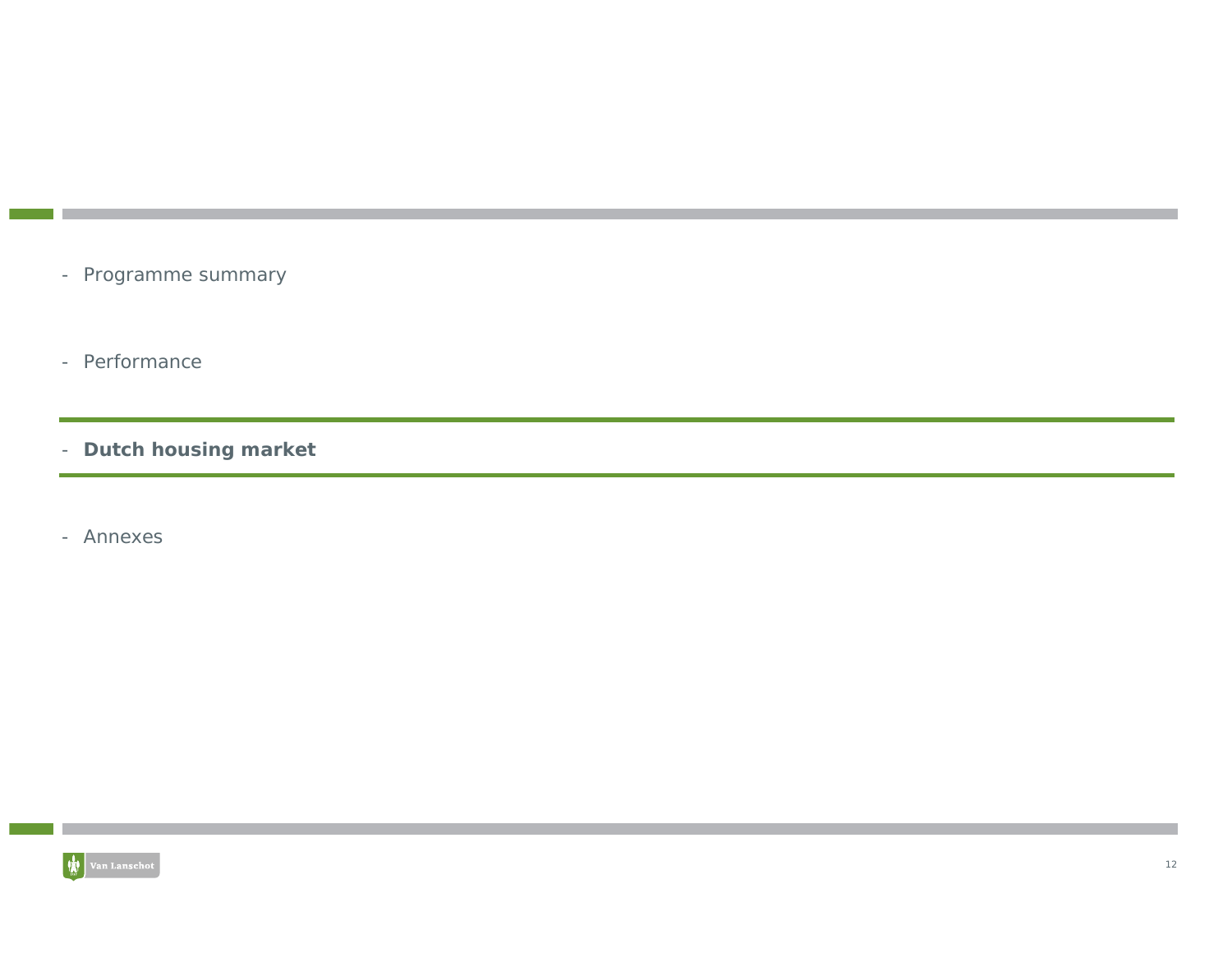- Programme summary
- Performance
- **Dutch housing market**
- Annexes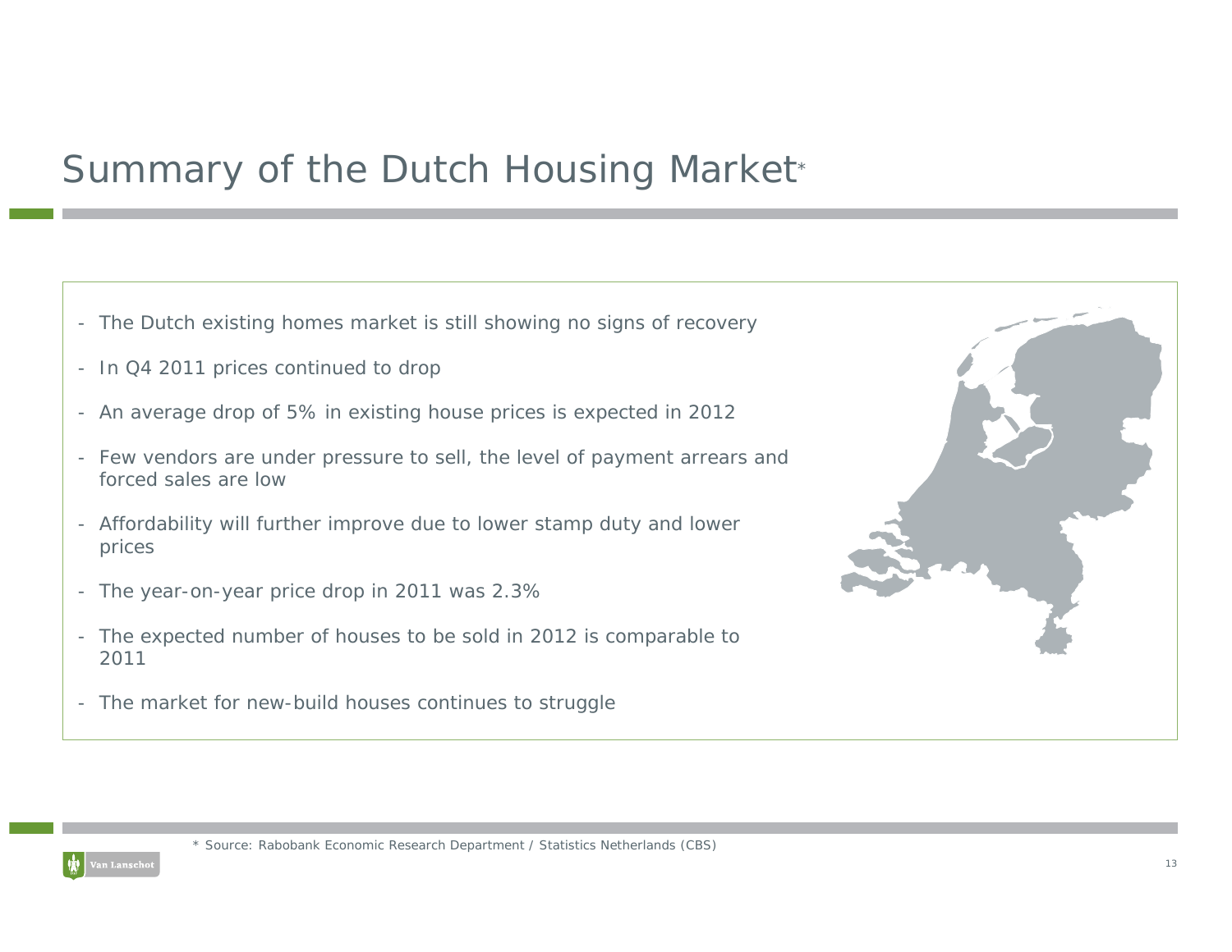# Summary of the Dutch Housing Market*

- The Dutch existing homes market is still showing no signs of recovery
- In Q4 2011 prices continued to drop
- An average drop of 5% in existing house prices is expected in 2012
- Few vendors are under pressure to sell, the level of payment arrears and forced sales are low
- Affordability will further improve due to lower stamp duty and lower prices
- The year-on-year price drop in 2011 was 2.3%
- The expected number of houses to be sold in 2012 is comparable to 2011
- The market for new-build houses continues to struggle

* Source: Rabobank Economic Research Department / Statistics Netherlands (CBS)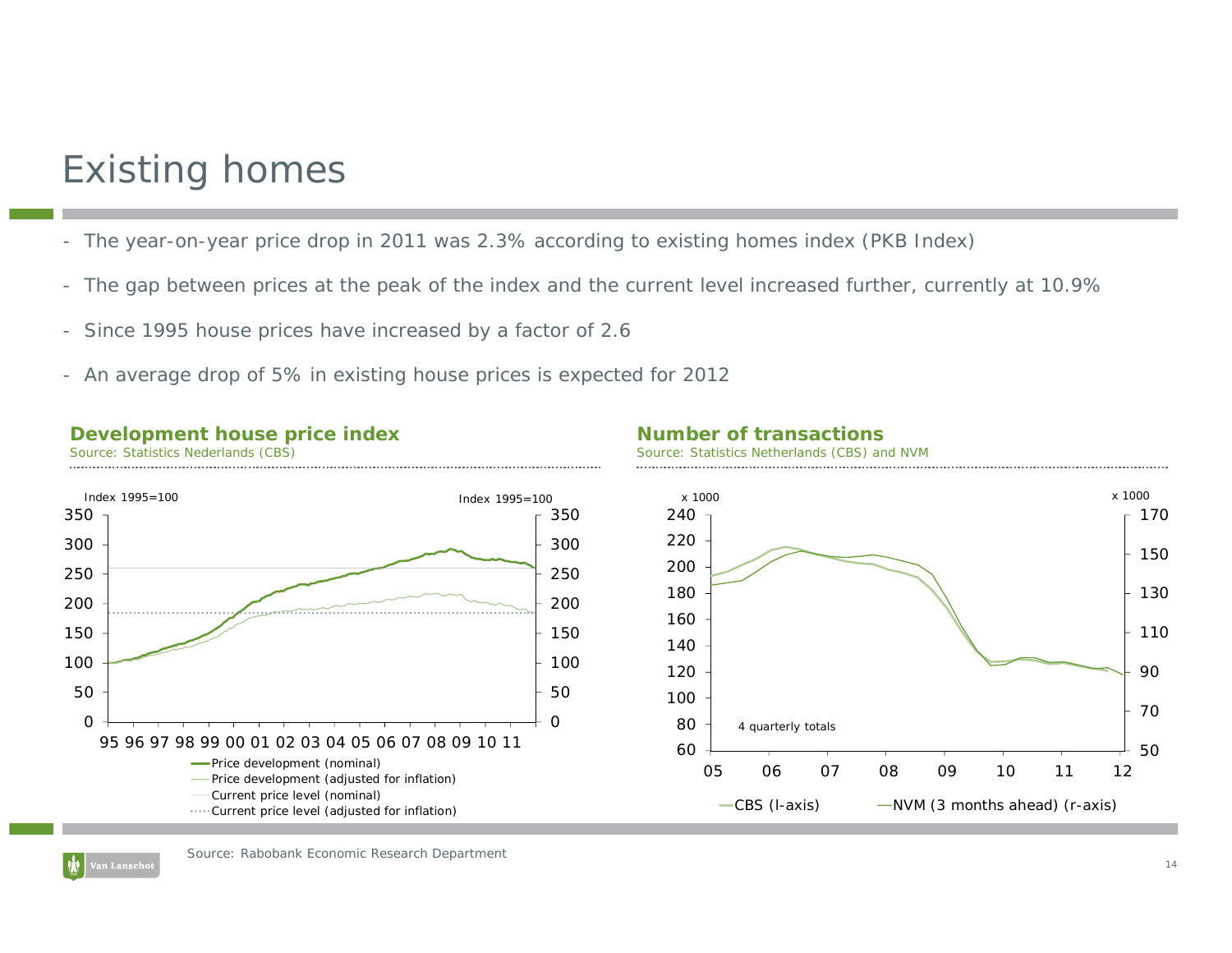# Existing homes

- The year-on-year price drop in 2011 was 2.3% according to existing homes index (PKB Index)
- The gap between prices at the peak of the index and the current level increased further, currently at 10.9%
- Since 1995 house prices have increased by a factor of 2.6
- An average drop of 5% in existing house prices is expected for 2012

**Development house price index**

Source: Statistics Nederlands (CBS)

**Number of transactions**

Source: Statistics Netherlands (CBS) and NVM

Source: Rabobank Economic Research Department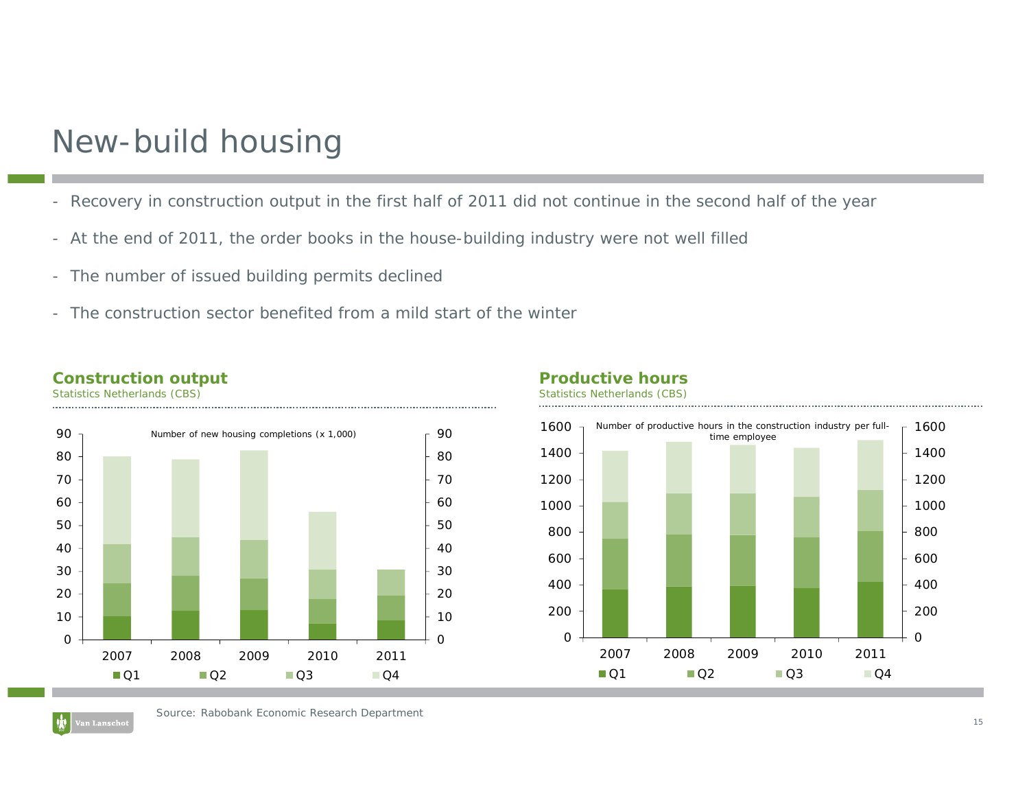# New-build housing

- Recovery in construction output in the first half of 2011 did not continue in the second half of the year
- At the end of 2011, the order books in the house-building industry were not well filled
- The number of issued building permits declined
- The construction sector benefited from a mild start of the winter

**Construction output**

Statistics Netherlands (CBS)

Number of new housing completions (x 1,000)

**Productive hours**

Statistics Netherlands (CBS)

Number of productive hours in the construction industry per full-time employee

Source: Rabobank Economic Research Department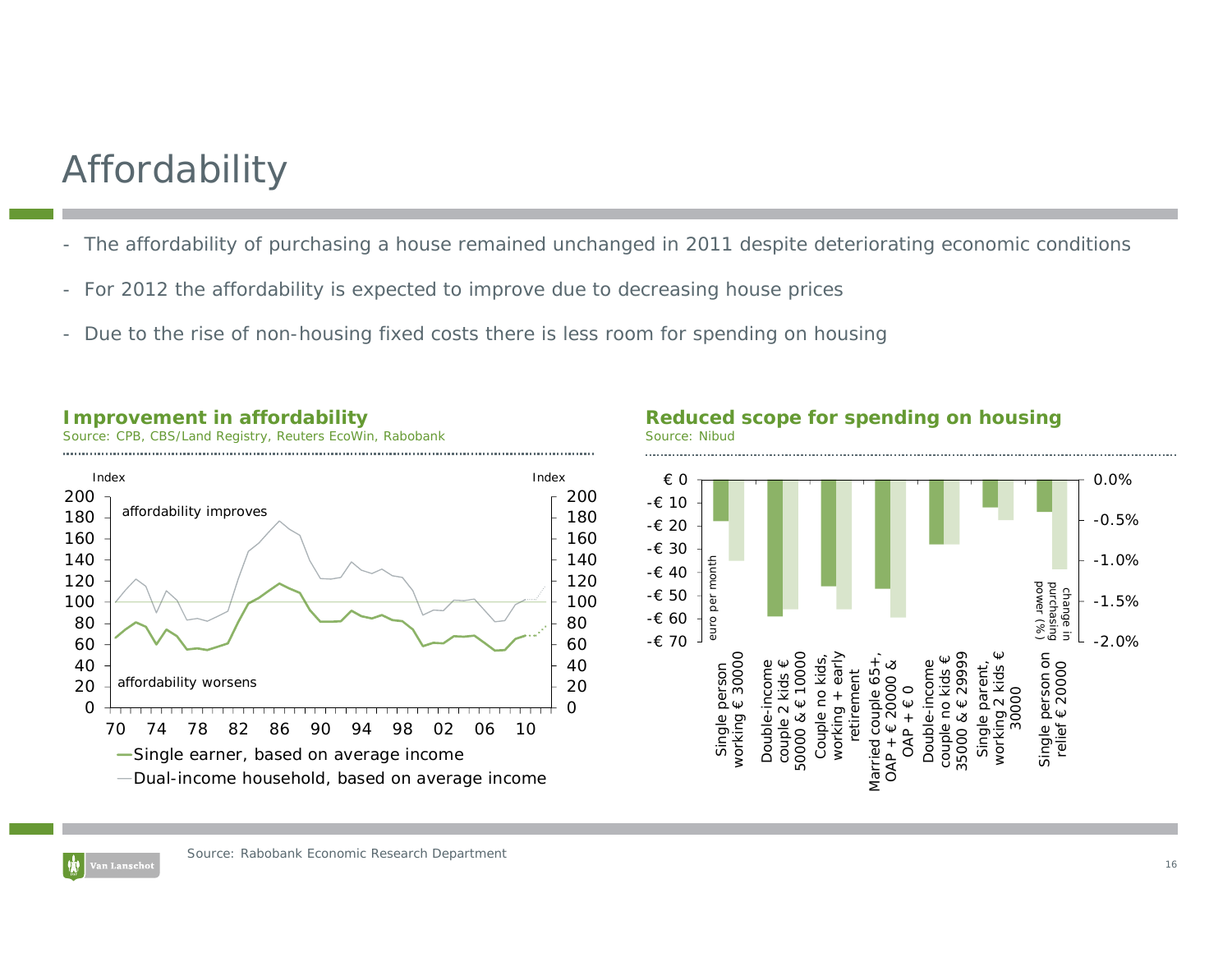# Affordability

- The affordability of purchasing a house remained unchanged in 2011 despite deteriorating economic conditions
- For 2012 the affordability is expected to improve due to decreasing house prices
- Due to the rise of non-housing fixed costs there is less room for spending on housing

**Improvement in affordability**

Source: CPB, CBS/Land Registry, Reuters EcoWin, Rabobank

Index | Index

affordability improves

affordability worsens

70 74 78 82 86 90 94 98 02 06 10

—Single earner, based on average income

—Dual-income household, based on average income

**Reduced scope for spending on housing**

Source: Nibud

euro per month | change in purchasing power (%)

Single person working € 30000 | Double-income couple 2 kids € 50000 & € 10000 | Couple no kids, working + early retirement | Married couple 65+, OAP + € 20000 & OAP + € 0 | Double-income couple no kids € 35000 & € 29999 | Single parent, working 2 kids € 30000 | Single person on relief € 20000

Source: Rabobank Economic Research Department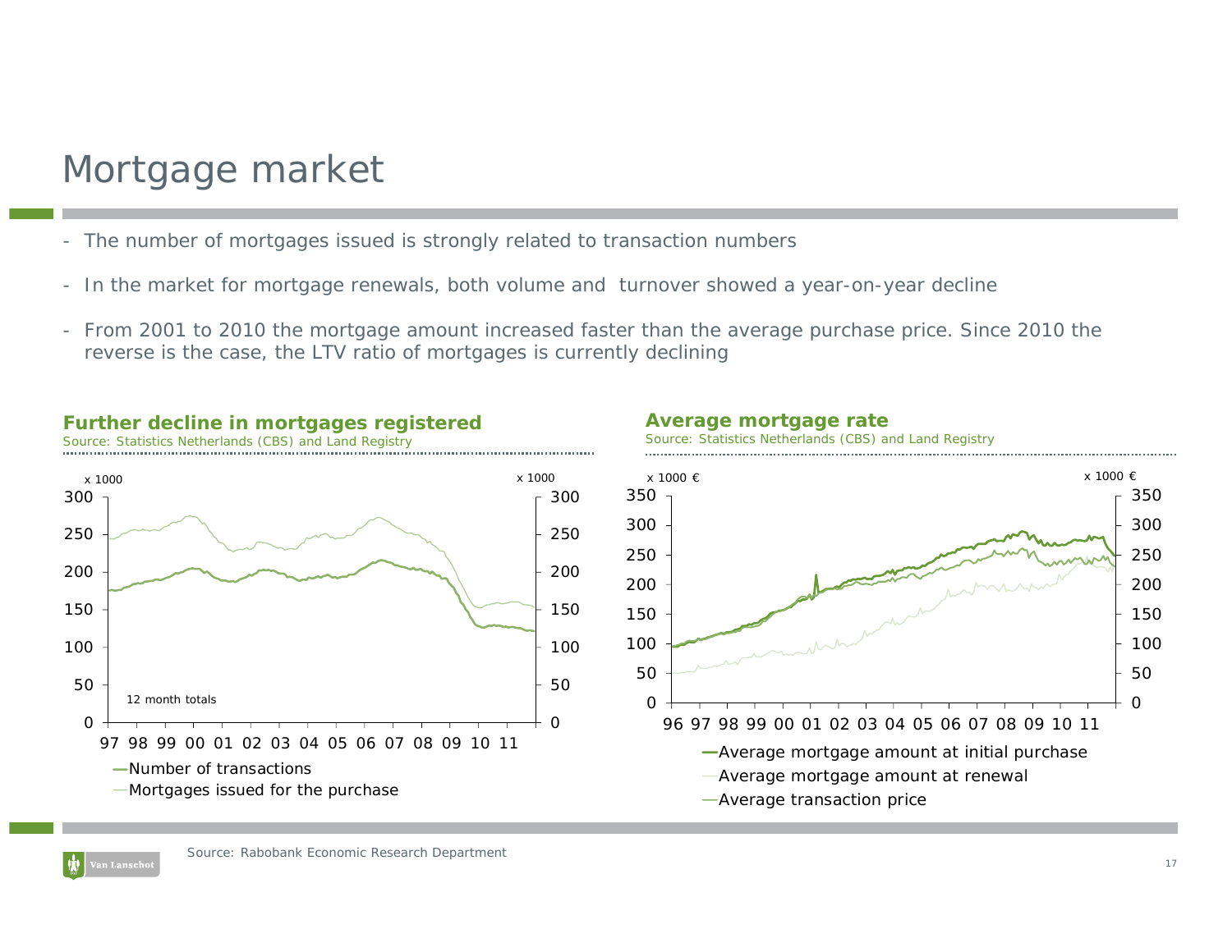# Mortgage market

- The number of mortgages issued is strongly related to transaction numbers
- In the market for mortgage renewals, both volume and turnover showed a year-on-year decline
- From 2001 to 2010 the mortgage amount increased faster than the average purchase price. Since 2010 the reverse is the case, the LTV ratio of mortgages is currently declining

**Further decline in mortgages registered**

Source: Statistics Netherlands (CBS) and Land Registry

x 1000 | x 1000

12 month totals

97 98 99 00 01 02 03 04 05 06 07 08 09 10 11

—Number of transactions

—Mortgages issued for the purchase

**Average mortgage rate**

Source: Statistics Netherlands (CBS) and Land Registry

x 1000 € | x 1000 €

96 97 98 99 00 01 02 03 04 05 06 07 08 09 10 11

—Average mortgage amount at initial purchase

—Average mortgage amount at renewal

—Average transaction price

Source: Rabobank Economic Research Department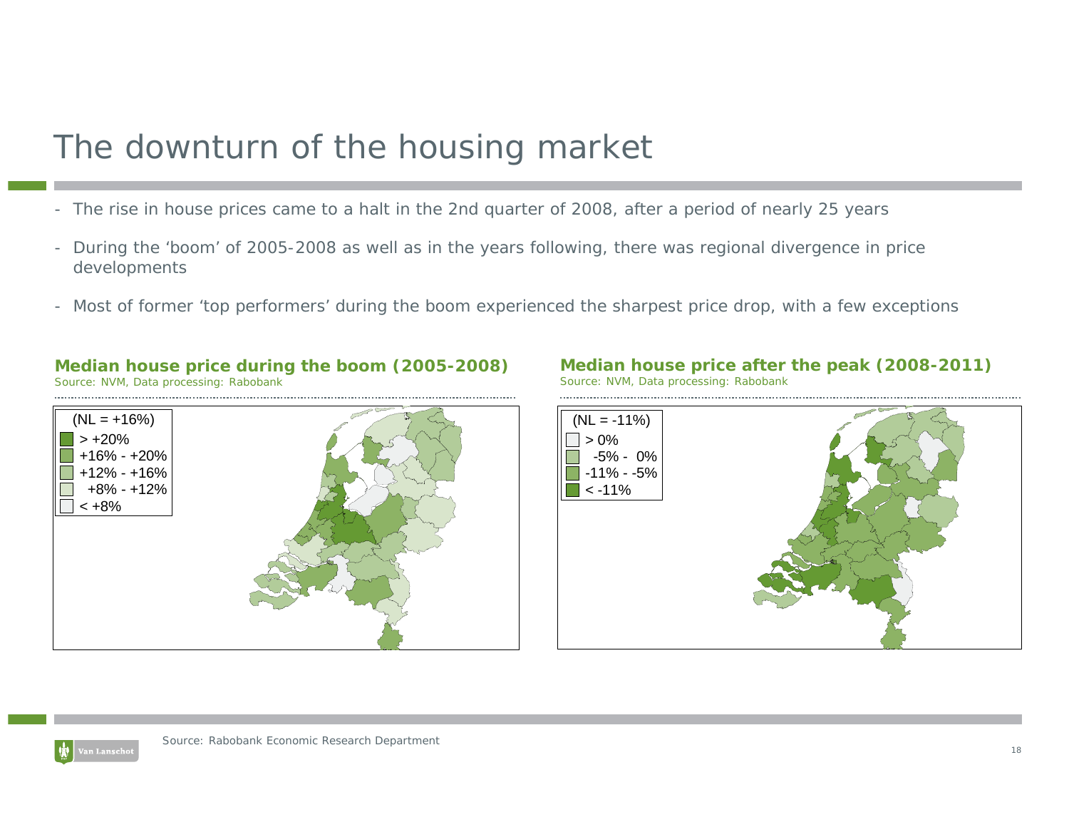# The downturn of the housing market

- The rise in house prices came to a halt in the 2nd quarter of 2008, after a period of nearly 25 years
- During the 'boom' of 2005-2008 as well as in the years following, there was regional divergence in price developments
- Most of former 'top performers' during the boom experienced the sharpest price drop, with a few exceptions

**Median house price during the boom (2005-2008)**

*Source: NVM, Data processing: Rabobank*

(NL = +16%)

- > +20%
- +16% - +20%
- +12% - +16%
- +8% - +12%
- < +8%

**Median house price after the peak (2008-2011)**

*Source: NVM, Data processing: Rabobank*

(NL = -11%)

- > 0%
- -5% - 0%
- -11% - -5%
- < -11%

Source: Rabobank Economic Research Department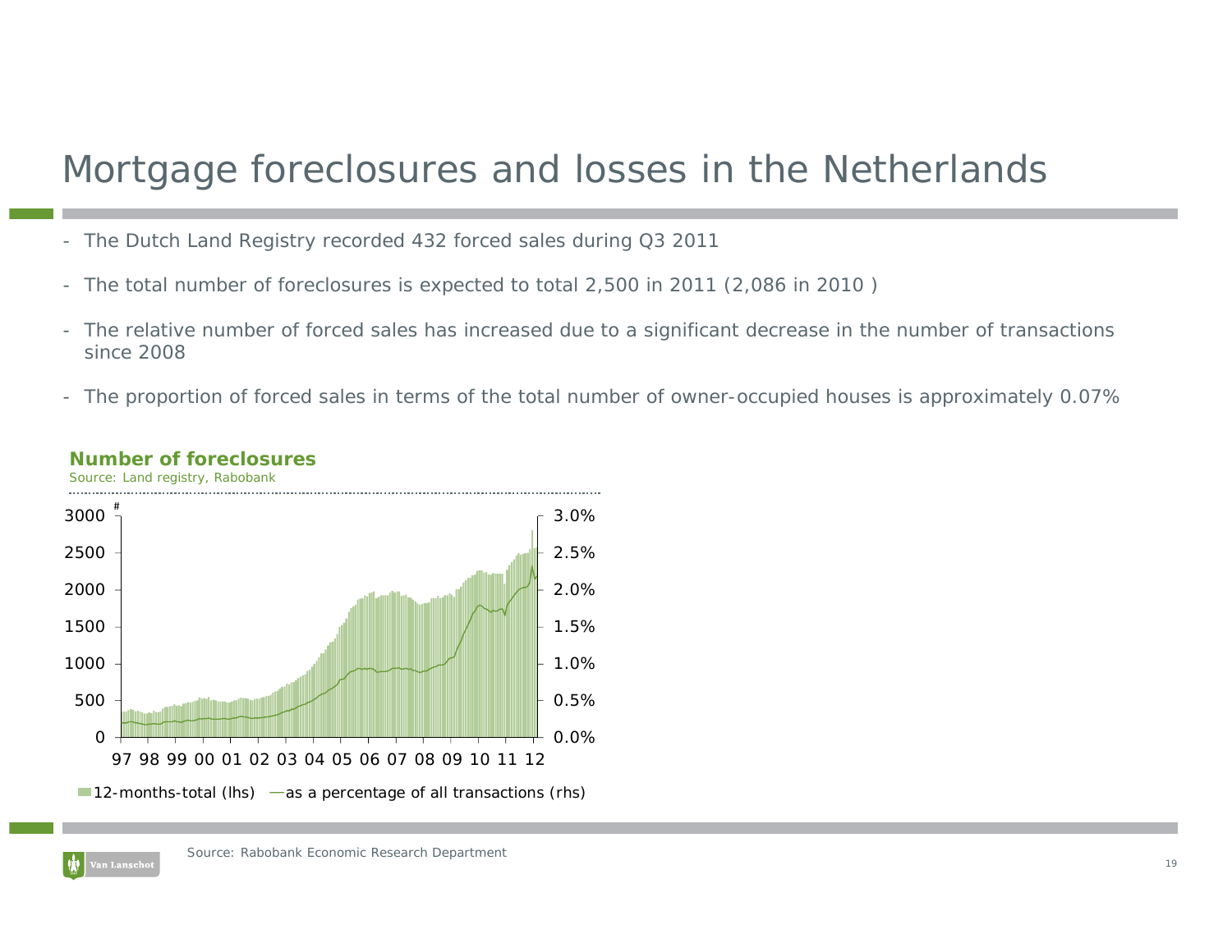# Mortgage foreclosures and losses in the Netherlands

- The Dutch Land Registry recorded 432 forced sales during Q3 2011
- The total number of foreclosures is expected to total 2,500 in 2011 (2,086 in 2010 )
- The relative number of forced sales has increased due to a significant decrease in the number of transactions since 2008
- The proportion of forced sales in terms of the total number of owner-occupied houses is approximately 0.07%

**Number of foreclosures**

Source: Land registry, Rabobank

12-months-total (lhs) — as a percentage of all transactions (rhs)

Source: Rabobank Economic Research Department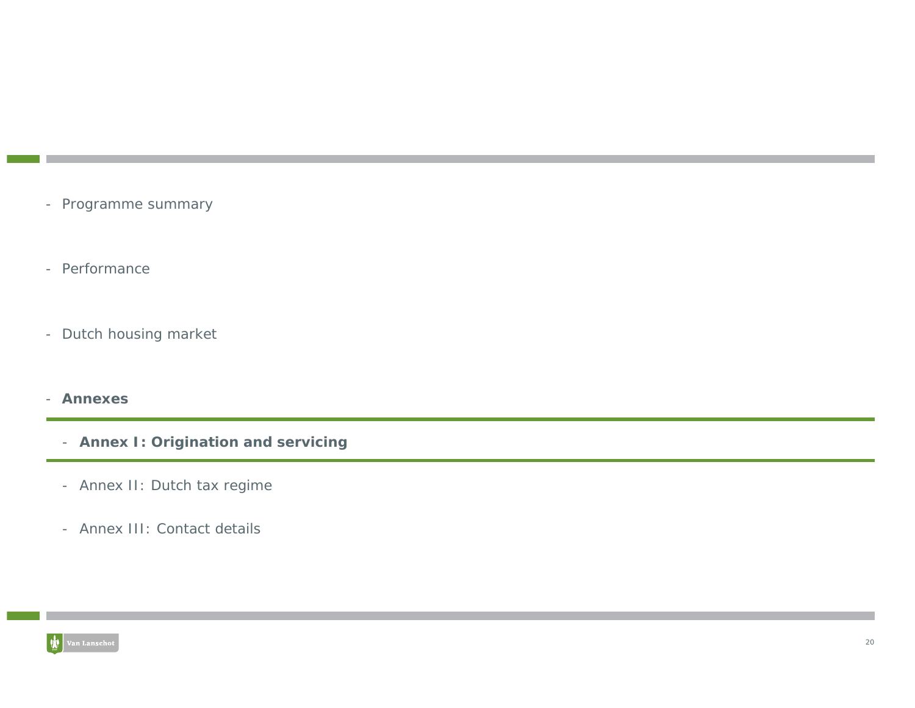- Programme summary

- Performance

- Dutch housing market

- **Annexes**

  - **Annex I: Origination and servicing**

  - Annex II: Dutch tax regime

  - Annex III: Contact details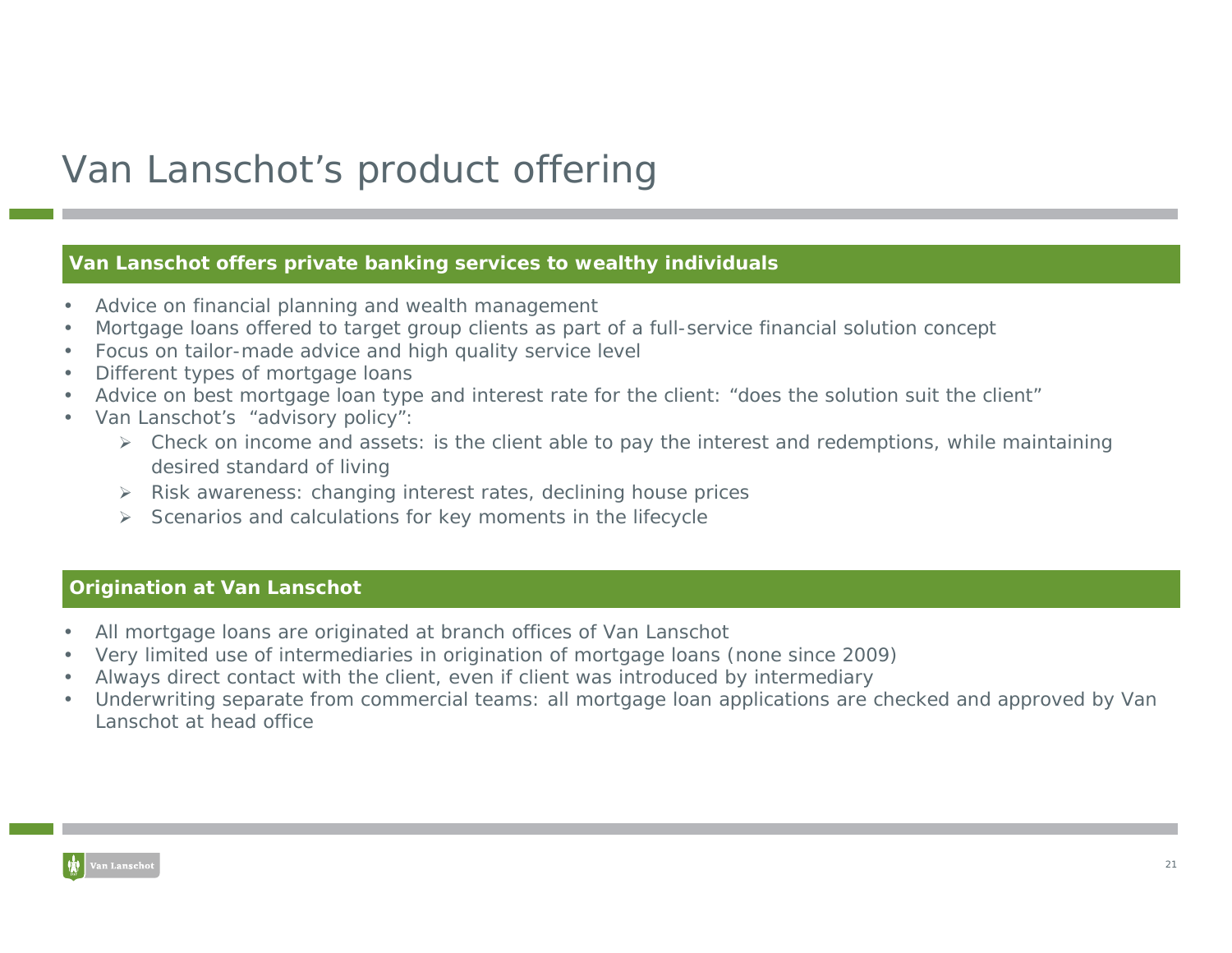# Van Lanschot's product offering

## Van Lanschot offers private banking services to wealthy individuals

- Advice on financial planning and wealth management
- Mortgage loans offered to target group clients as part of a full-service financial solution concept
- Focus on tailor-made advice and high quality service level
- Different types of mortgage loans
- Advice on best mortgage loan type and interest rate for the client: "does the solution suit the client"
- Van Lanschot's "advisory policy":
  - Check on income and assets: is the client able to pay the interest and redemptions, while maintaining desired standard of living
  - Risk awareness: changing interest rates, declining house prices
  - Scenarios and calculations for key moments in the lifecycle

## Origination at Van Lanschot

- All mortgage loans are originated at branch offices of Van Lanschot
- Very limited use of intermediaries in origination of mortgage loans (none since 2009)
- Always direct contact with the client, even if client was introduced by intermediary
- Underwriting separate from commercial teams: all mortgage loan applications are checked and approved by Van Lanschot at head office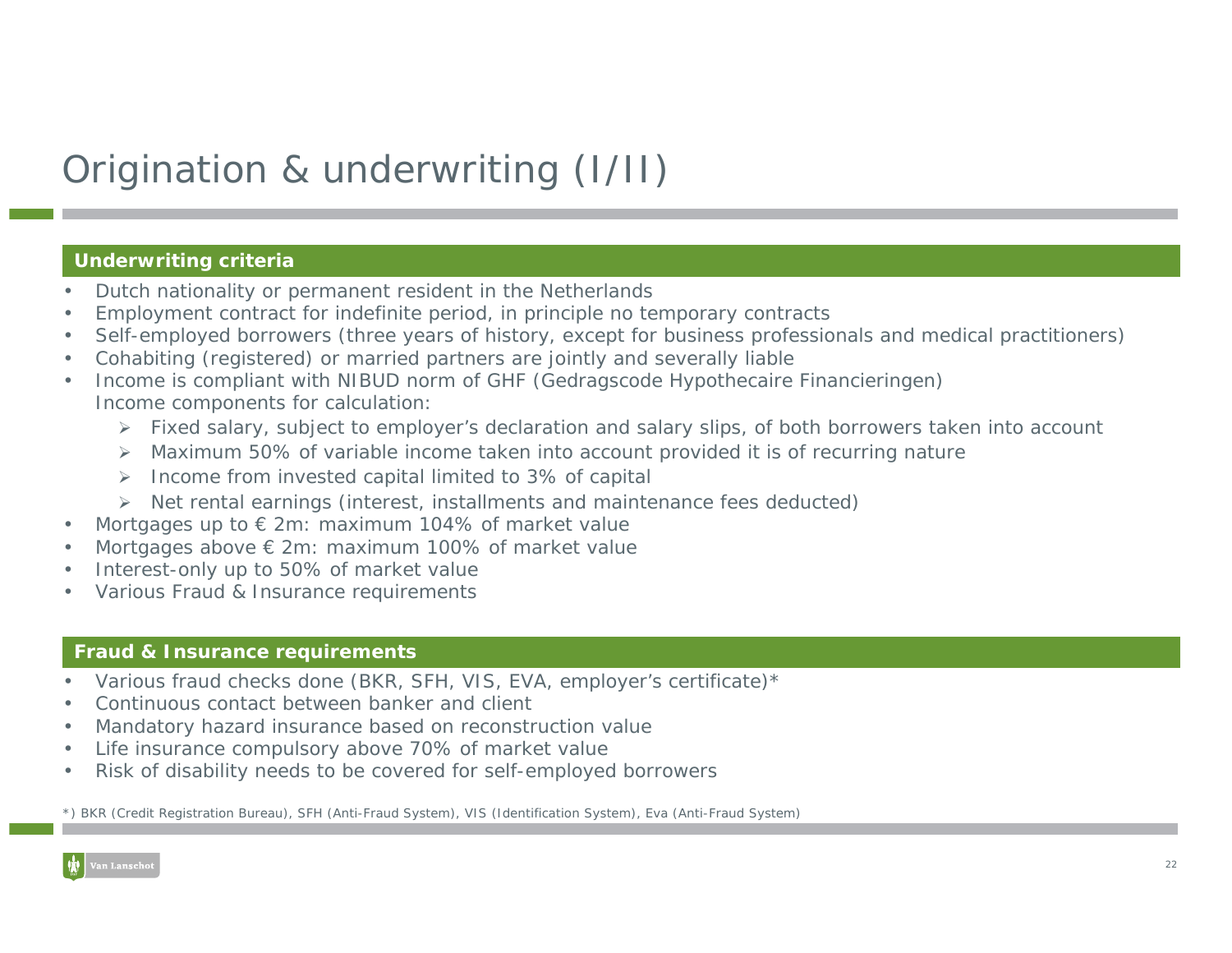# Origination & underwriting (I/II)

## Underwriting criteria

- Dutch nationality or permanent resident in the Netherlands
- Employment contract for indefinite period, in principle no temporary contracts
- Self-employed borrowers (three years of history, except for business professionals and medical practitioners)
- Cohabiting (registered) or married partners are jointly and severally liable
- Income is compliant with NIBUD norm of GHF (Gedragscode Hypothecaire Financieringen)
  Income components for calculation:
  - Fixed salary, subject to employer's declaration and salary slips, of both borrowers taken into account
  - Maximum 50% of variable income taken into account provided it is of recurring nature
  - Income from invested capital limited to 3% of capital
  - Net rental earnings (interest, installments and maintenance fees deducted)
- Mortgages up to € 2m: maximum 104% of market value
- Mortgages above € 2m: maximum 100% of market value
- Interest-only up to 50% of market value
- Various Fraud & Insurance requirements

## Fraud & Insurance requirements

- Various fraud checks done (BKR, SFH, VIS, EVA, employer's certificate)*
- Continuous contact between banker and client
- Mandatory hazard insurance based on reconstruction value
- Life insurance compulsory above 70% of market value
- Risk of disability needs to be covered for self-employed borrowers

*) BKR (Credit Registration Bureau), SFH (Anti-Fraud System), VIS (Identification System), Eva (Anti-Fraud System)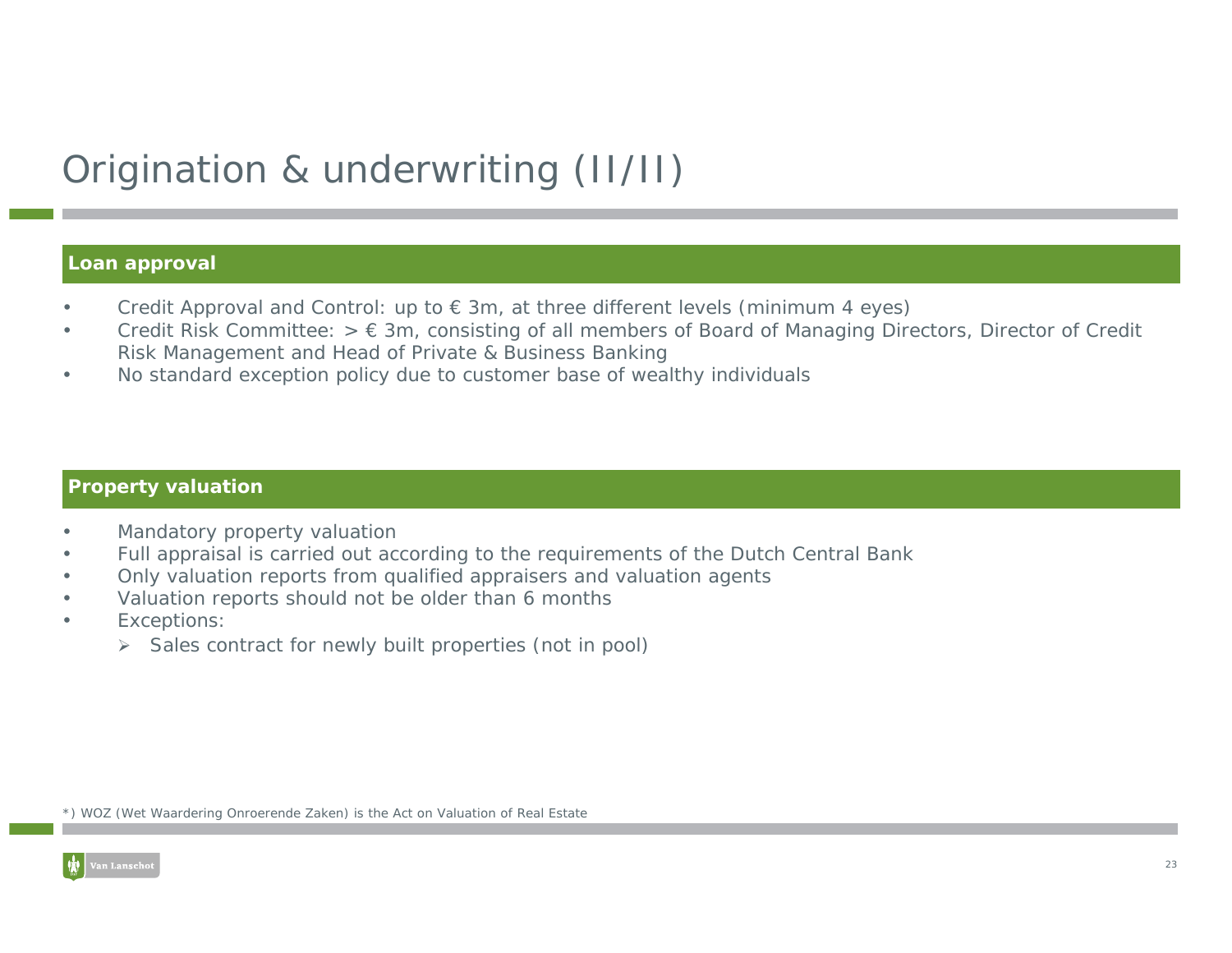# Origination & underwriting (II/II)

## Loan approval

- Credit Approval and Control: up to € 3m, at three different levels (minimum 4 eyes)
- Credit Risk Committee: > € 3m, consisting of all members of Board of Managing Directors, Director of Credit Risk Management and Head of Private & Business Banking
- No standard exception policy due to customer base of wealthy individuals

## Property valuation

- Mandatory property valuation
- Full appraisal is carried out according to the requirements of the Dutch Central Bank
- Only valuation reports from qualified appraisers and valuation agents
- Valuation reports should not be older than 6 months
- Exceptions:
  - Sales contract for newly built properties (not in pool)

*) WOZ (Wet Waardering Onroerende Zaken) is the Act on Valuation of Real Estate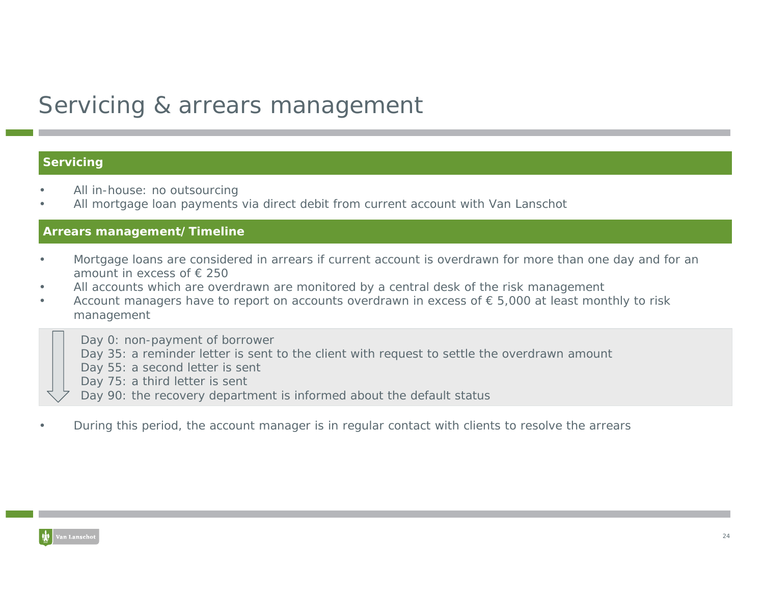# Servicing & arrears management

## Servicing

- All in-house: no outsourcing
- All mortgage loan payments via direct debit from current account with Van Lanschot

## Arrears management/ Timeline

- Mortgage loans are considered in arrears if current account is overdrawn for more than one day and for an amount in excess of € 250
- All accounts which are overdrawn are monitored by a central desk of the risk management
- Account managers have to report on accounts overdrawn in excess of € 5,000 at least monthly to risk management

Day 0: non-payment of borrower
Day 35: a reminder letter is sent to the client with request to settle the overdrawn amount
Day 55: a second letter is sent
Day 75: a third letter is sent
Day 90: the recovery department is informed about the default status

- During this period, the account manager is in regular contact with clients to resolve the arrears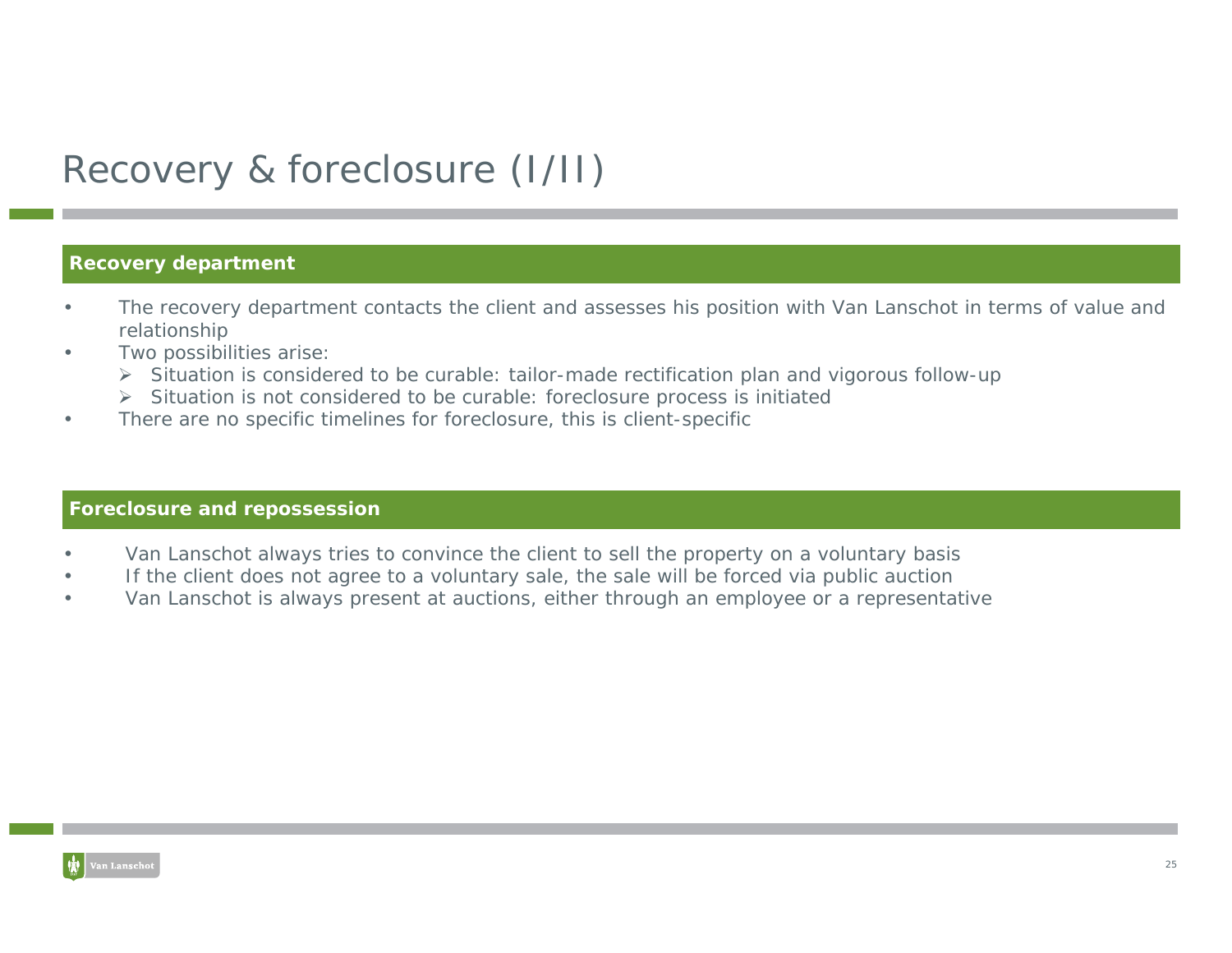# Recovery & foreclosure (I/II)

## Recovery department

- The recovery department contacts the client and assesses his position with Van Lanschot in terms of value and relationship
- Two possibilities arise:
  - Situation is considered to be curable: tailor-made rectification plan and vigorous follow-up
  - Situation is not considered to be curable: foreclosure process is initiated
- There are no specific timelines for foreclosure, this is client-specific

## Foreclosure and repossession

- Van Lanschot always tries to convince the client to sell the property on a voluntary basis
- If the client does not agree to a voluntary sale, the sale will be forced via public auction
- Van Lanschot is always present at auctions, either through an employee or a representative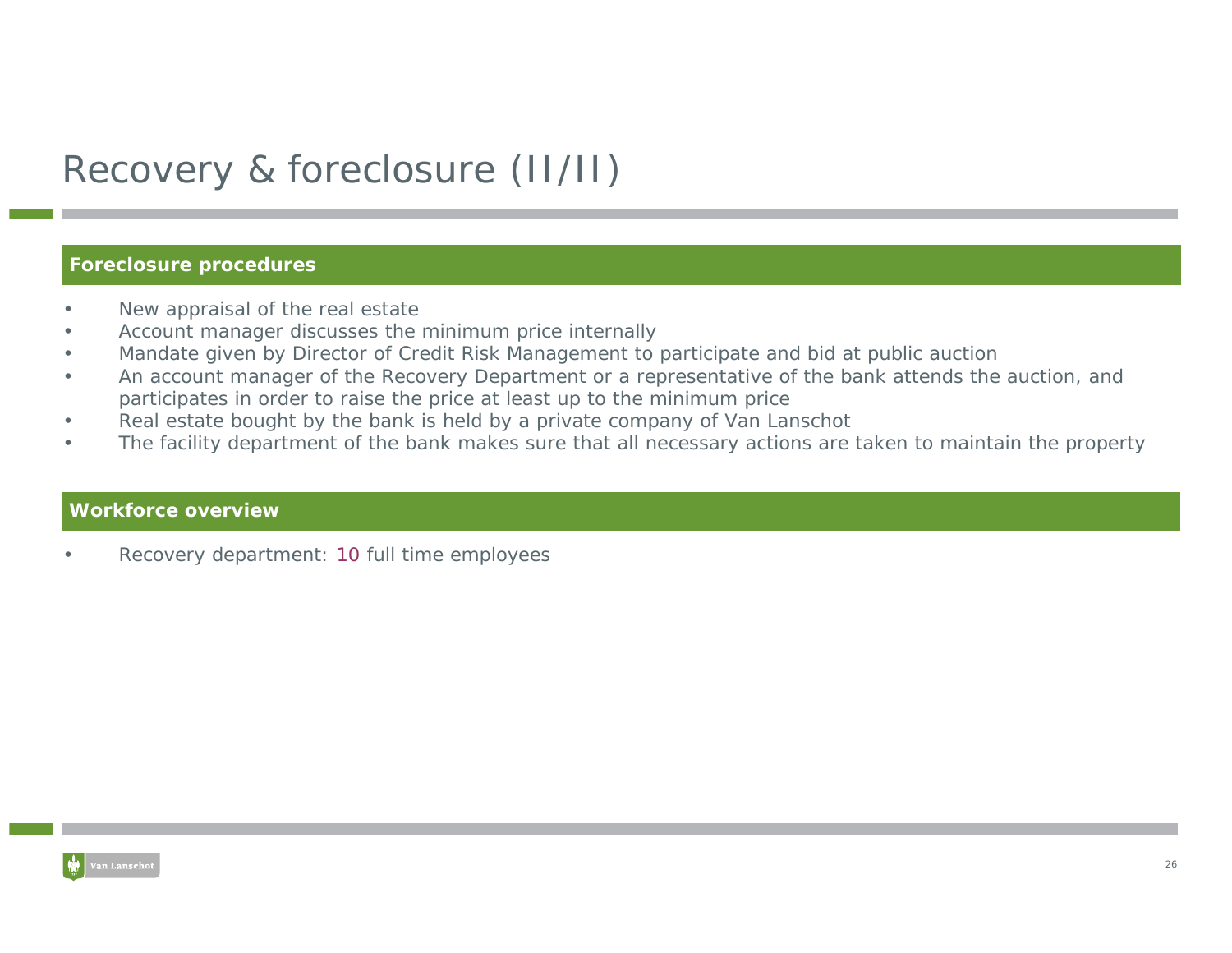# Recovery & foreclosure (II/II)

## Foreclosure procedures

- New appraisal of the real estate
- Account manager discusses the minimum price internally
- Mandate given by Director of Credit Risk Management to participate and bid at public auction
- An account manager of the Recovery Department or a representative of the bank attends the auction, and participates in order to raise the price at least up to the minimum price
- Real estate bought by the bank is held by a private company of Van Lanschot
- The facility department of the bank makes sure that all necessary actions are taken to maintain the property

## Workforce overview

- Recovery department: 10 full time employees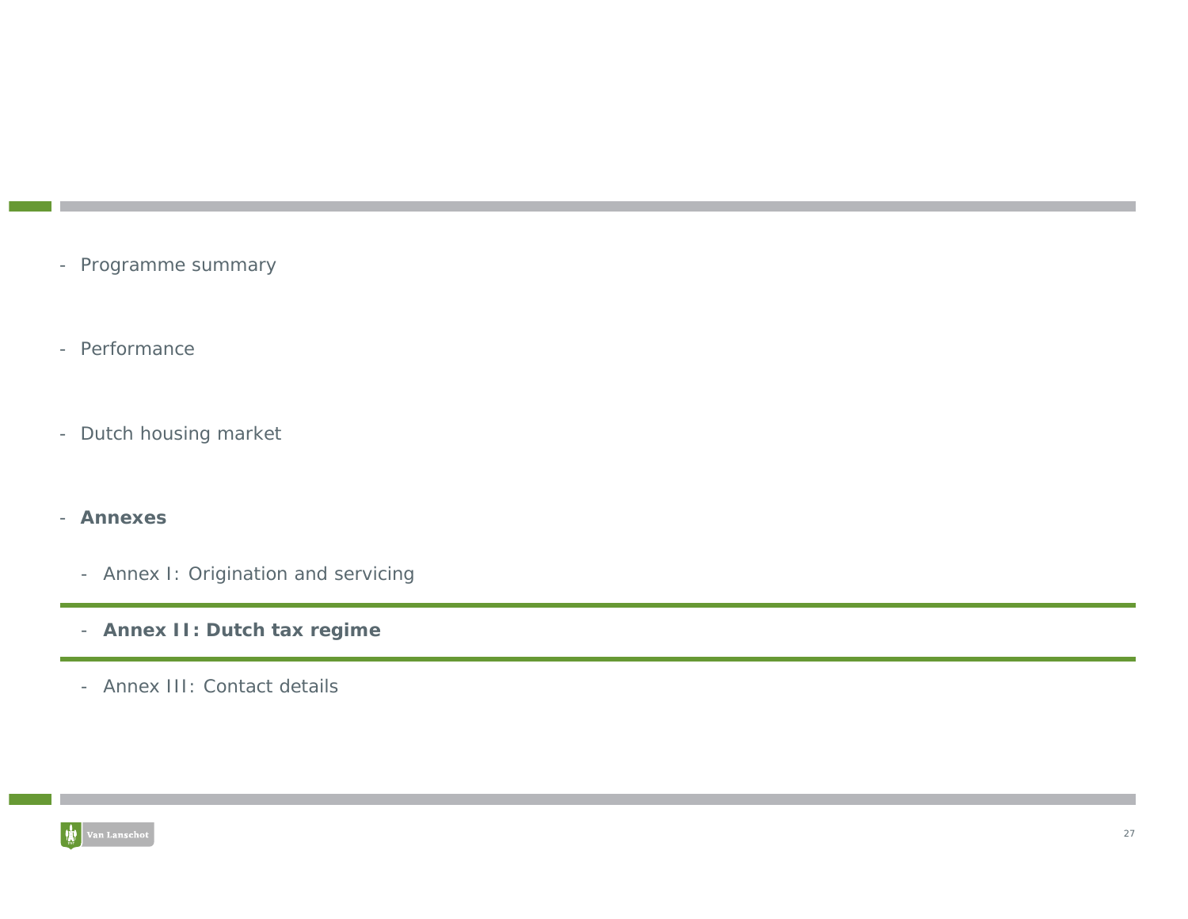- Programme summary
- Performance
- Dutch housing market
- **Annexes**
  - Annex I: Origination and servicing
  - **Annex II: Dutch tax regime**
  - Annex III: Contact details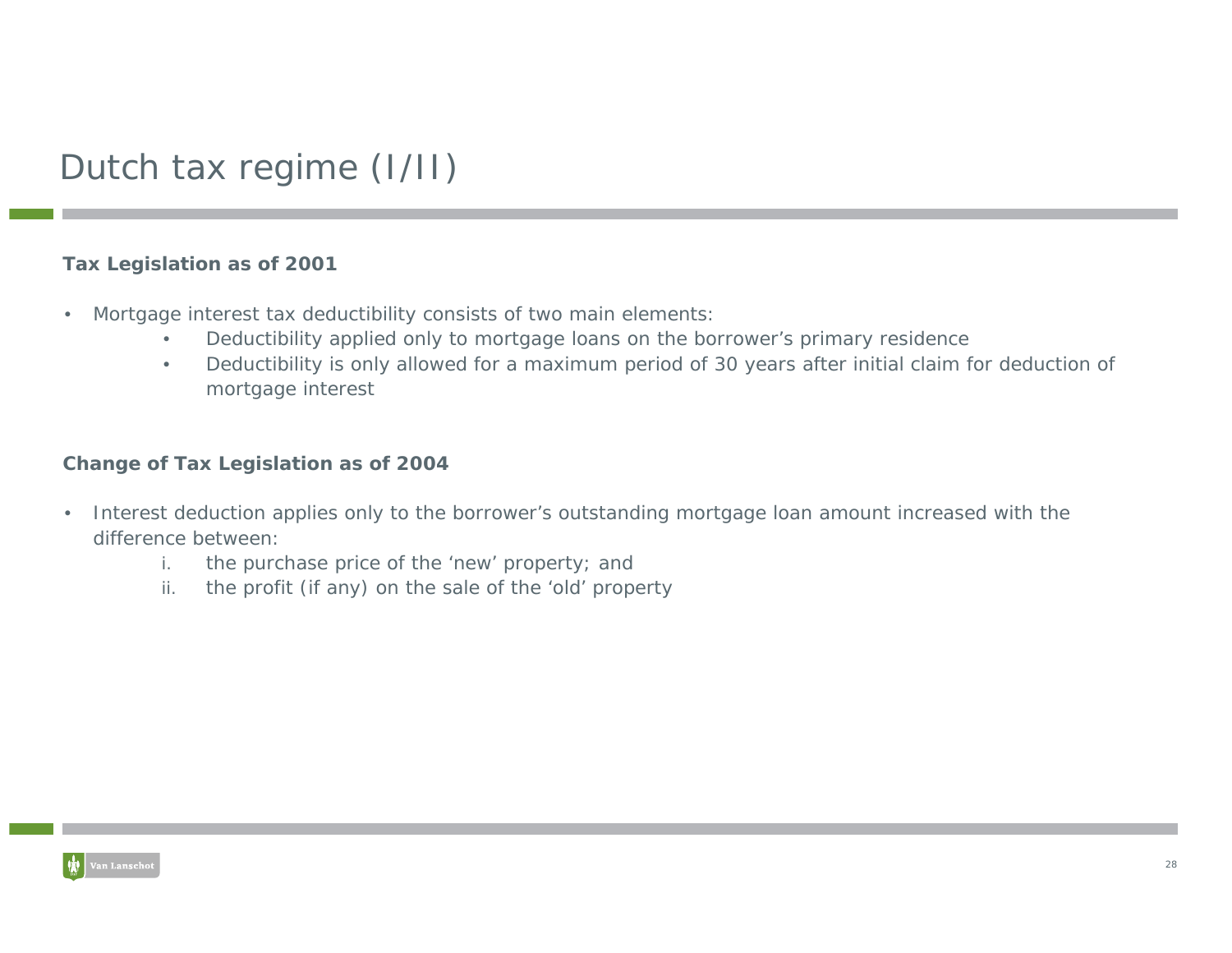# Dutch tax regime (I/II)

**Tax Legislation as of 2001**

- Mortgage interest tax deductibility consists of two main elements:
  - Deductibility applied only to mortgage loans on the borrower's primary residence
  - Deductibility is only allowed for a maximum period of 30 years after initial claim for deduction of mortgage interest

**Change of Tax Legislation as of 2004**

- Interest deduction applies only to the borrower's outstanding mortgage loan amount increased with the difference between:
  - i. the purchase price of the 'new' property; and
  - ii. the profit (if any) on the sale of the 'old' property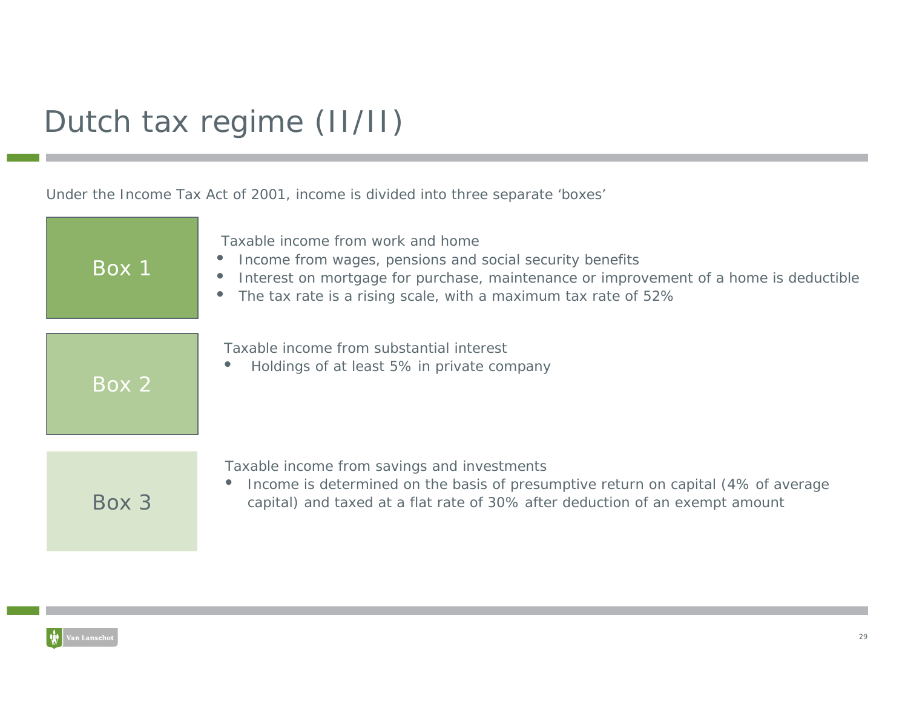# Dutch tax regime (II/II)

Under the Income Tax Act of 2001, income is divided into three separate 'boxes'

## Box 1

Taxable income from work and home

- Income from wages, pensions and social security benefits
- Interest on mortgage for purchase, maintenance or improvement of a home is deductible
- The tax rate is a rising scale, with a maximum tax rate of 52%

## Box 2

Taxable income from substantial interest

- Holdings of at least 5% in private company

## Box 3

Taxable income from savings and investments

- Income is determined on the basis of presumptive return on capital (4% of average capital) and taxed at a flat rate of 30% after deduction of an exempt amount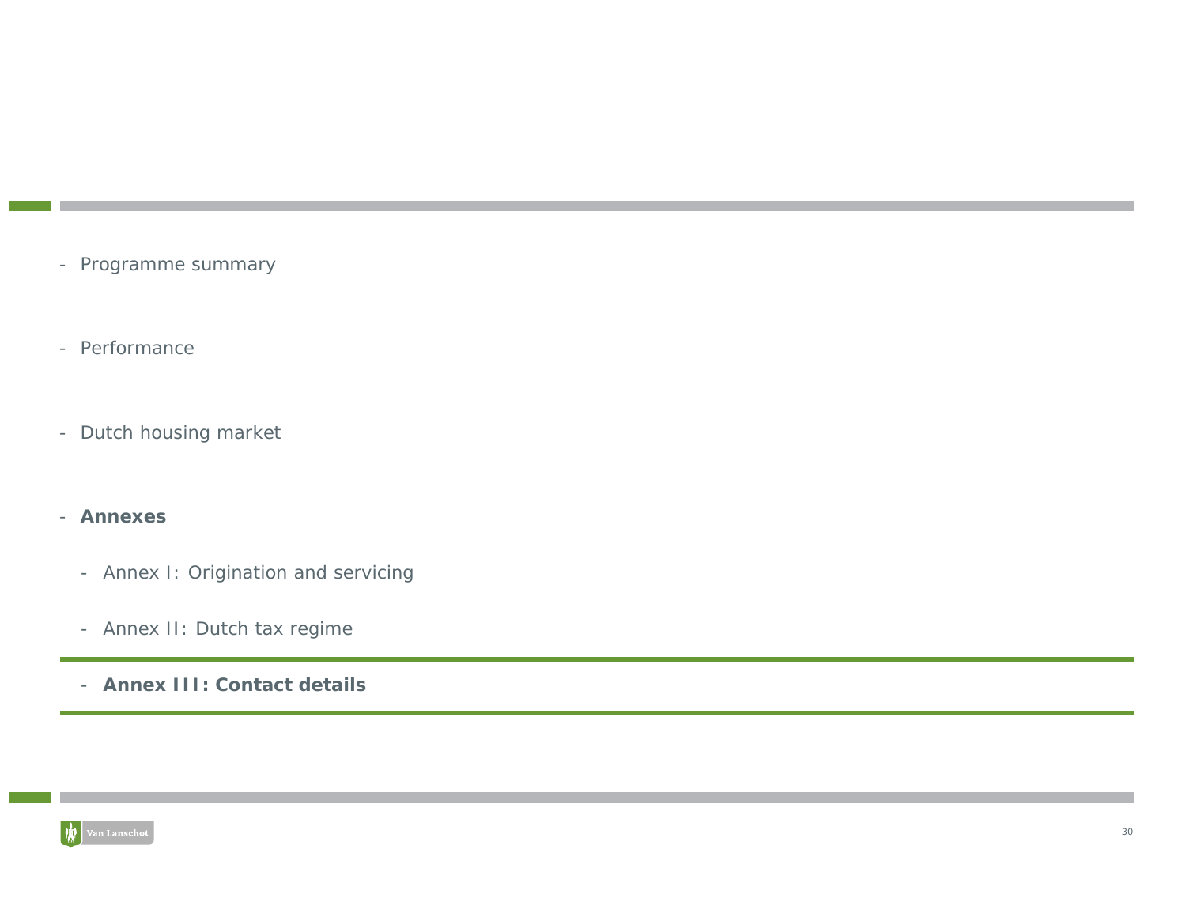- Programme summary
- Performance
- Dutch housing market
- **Annexes**
  - Annex I: Origination and servicing
  - Annex II: Dutch tax regime
  - **Annex III: Contact details**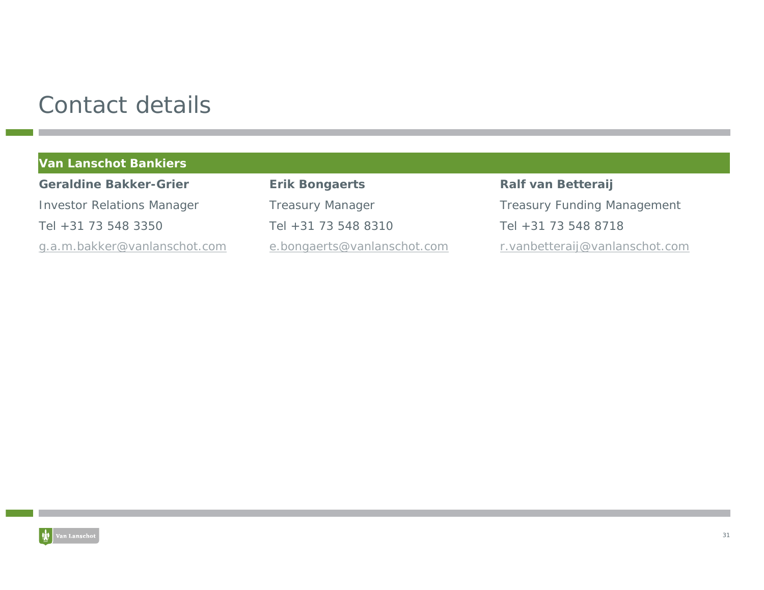# Contact details

## Van Lanschot Bankiers

| Geraldine Bakker-Grier | Erik Bongaerts | Ralf van Betteraij |
|---|---|---|
| Investor Relations Manager | Treasury Manager | Treasury Funding Management |
| Tel +31 73 548 3350 | Tel +31 73 548 8310 | Tel +31 73 548 8718 |
| g.a.m.bakker@vanlanschot.com | e.bongaerts@vanlanschot.com | r.vanbetteraij@vanlanschot.com |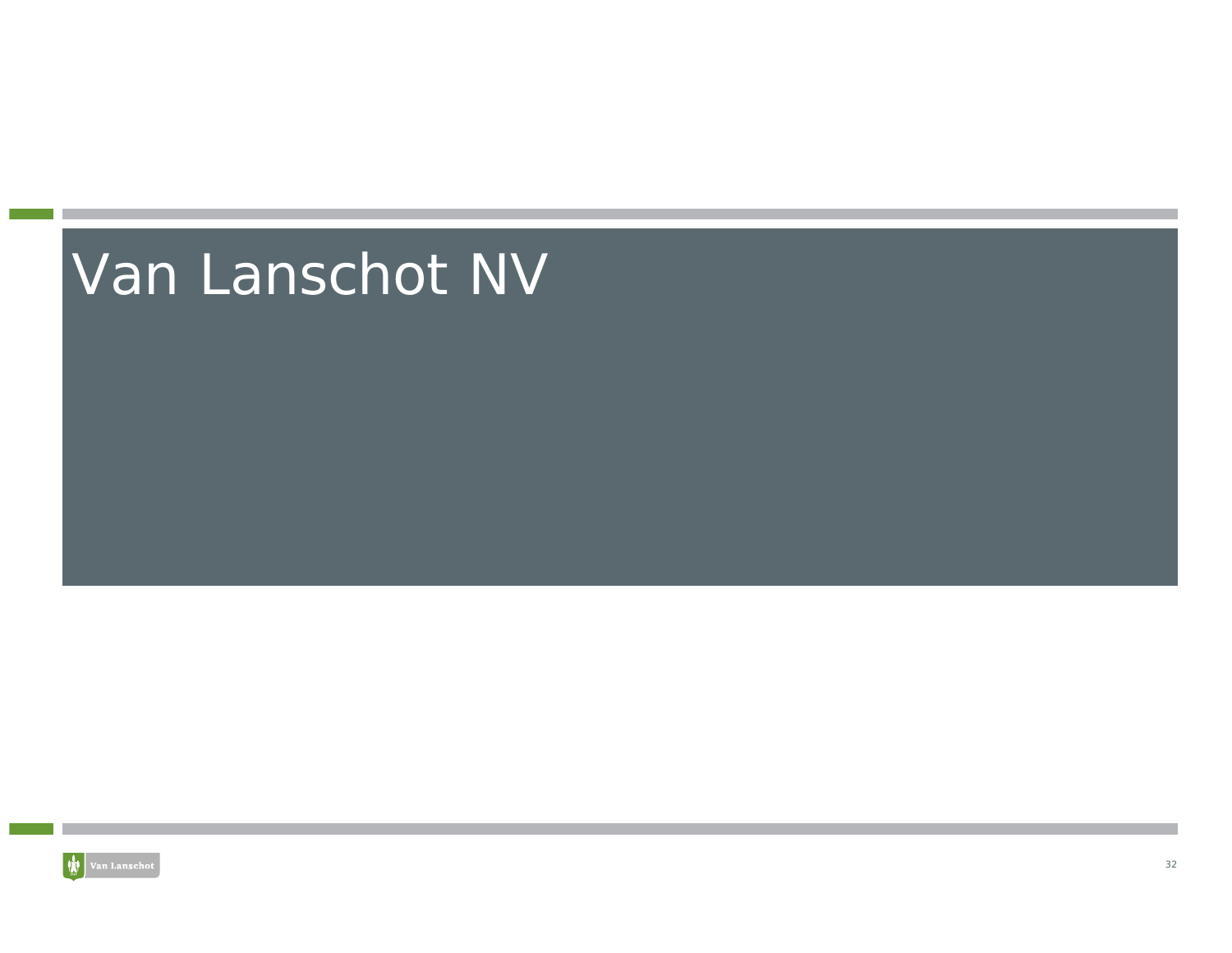# Van Lanschot NV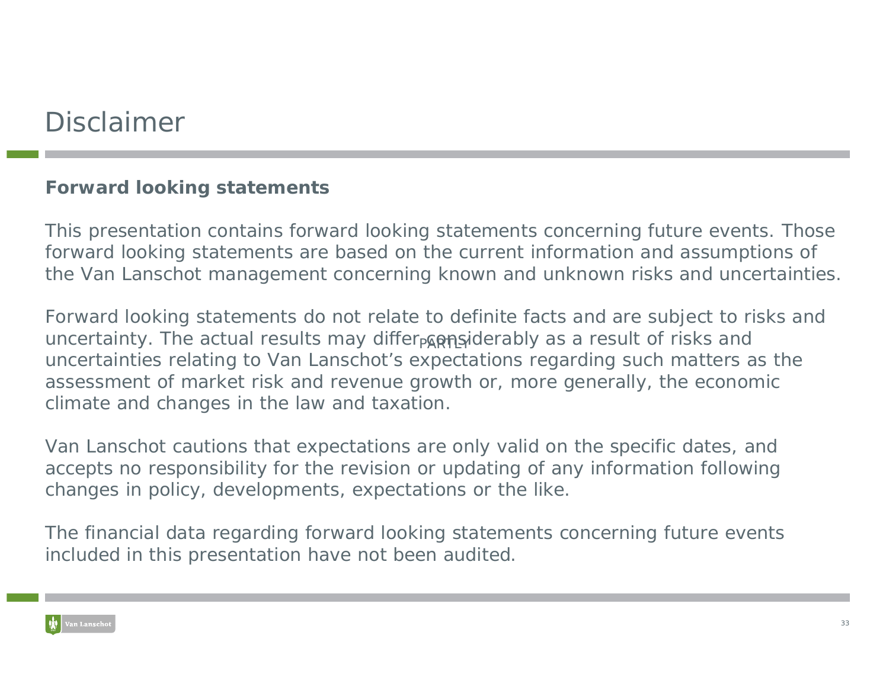# Disclaimer

**Forward looking statements**

This presentation contains forward looking statements concerning future events. Those forward looking statements are based on the current information and assumptions of the Van Lanschot management concerning known and unknown risks and uncertainties.

Forward looking statements do not relate to definite facts and are subject to risks and uncertainty. The actual results may differ considerably as a result of risks and uncertainties relating to Van Lanschot's expectations regarding such matters as the assessment of market risk and revenue growth or, more generally, the economic climate and changes in the law and taxation.

Van Lanschot cautions that expectations are only valid on the specific dates, and accepts no responsibility for the revision or updating of any information following changes in policy, developments, expectations or the like.

The financial data regarding forward looking statements concerning future events included in this presentation have not been audited.